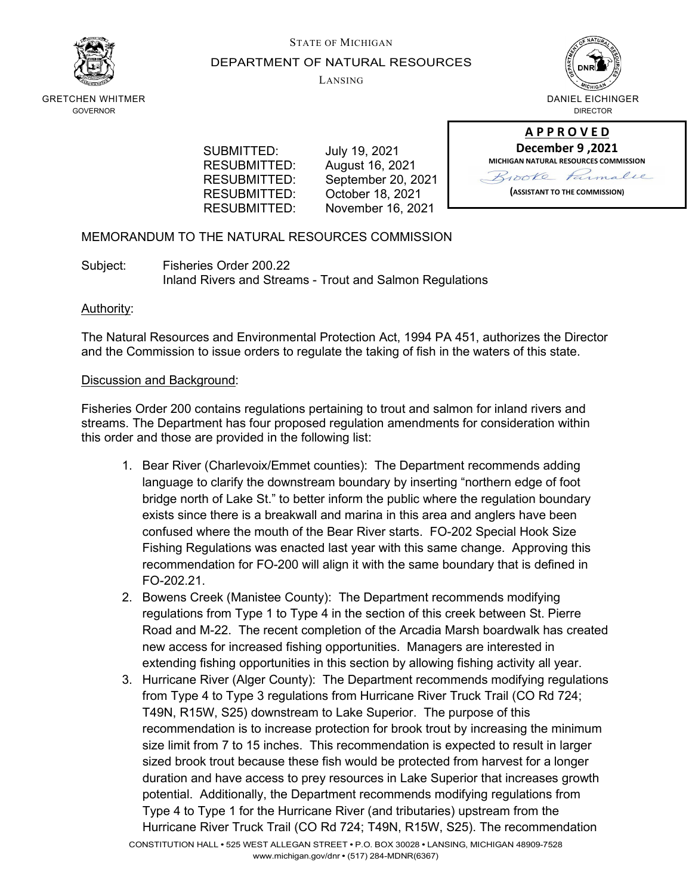STATE OF MICHIGAN

DEPARTMENT OF NATURAL RESOURCES

LANSING

GRETCHEN WHITMER
GOVERNOR

DANIEL EICHINGER
DIRECTOR

**A P P R O V E D**
**December 9 ,2021**
**MICHIGAN NATURAL RESOURCES COMMISSION**
Brooke Parmalee
**(ASSISTANT TO THE COMMISSION)**

SUBMITTED: July 19, 2021
RESUBMITTED: August 16, 2021
RESUBMITTED: September 20, 2021
RESUBMITTED: October 18, 2021
RESUBMITTED: November 16, 2021

MEMORANDUM TO THE NATURAL RESOURCES COMMISSION

Subject: Fisheries Order 200.22
Inland Rivers and Streams - Trout and Salmon Regulations

Authority:

The Natural Resources and Environmental Protection Act, 1994 PA 451, authorizes the Director and the Commission to issue orders to regulate the taking of fish in the waters of this state.

Discussion and Background:

Fisheries Order 200 contains regulations pertaining to trout and salmon for inland rivers and streams. The Department has four proposed regulation amendments for consideration within this order and those are provided in the following list:

1. Bear River (Charlevoix/Emmet counties): The Department recommends adding language to clarify the downstream boundary by inserting "northern edge of foot bridge north of Lake St." to better inform the public where the regulation boundary exists since there is a breakwall and marina in this area and anglers have been confused where the mouth of the Bear River starts. FO-202 Special Hook Size Fishing Regulations was enacted last year with this same change. Approving this recommendation for FO-200 will align it with the same boundary that is defined in FO-202.21.
2. Bowens Creek (Manistee County): The Department recommends modifying regulations from Type 1 to Type 4 in the section of this creek between St. Pierre Road and M-22. The recent completion of the Arcadia Marsh boardwalk has created new access for increased fishing opportunities. Managers are interested in extending fishing opportunities in this section by allowing fishing activity all year.
3. Hurricane River (Alger County): The Department recommends modifying regulations from Type 4 to Type 3 regulations from Hurricane River Truck Trail (CO Rd 724; T49N, R15W, S25) downstream to Lake Superior. The purpose of this recommendation is to increase protection for brook trout by increasing the minimum size limit from 7 to 15 inches. This recommendation is expected to result in larger sized brook trout because these fish would be protected from harvest for a longer duration and have access to prey resources in Lake Superior that increases growth potential. Additionally, the Department recommends modifying regulations from Type 4 to Type 1 for the Hurricane River (and tributaries) upstream from the Hurricane River Truck Trail (CO Rd 724; T49N, R15W, S25). The recommendation

CONSTITUTION HALL • 525 WEST ALLEGAN STREET • P.O. BOX 30028 • LANSING, MICHIGAN 48909-7528
www.michigan.gov/dnr • (517) 284-MDNR(6367)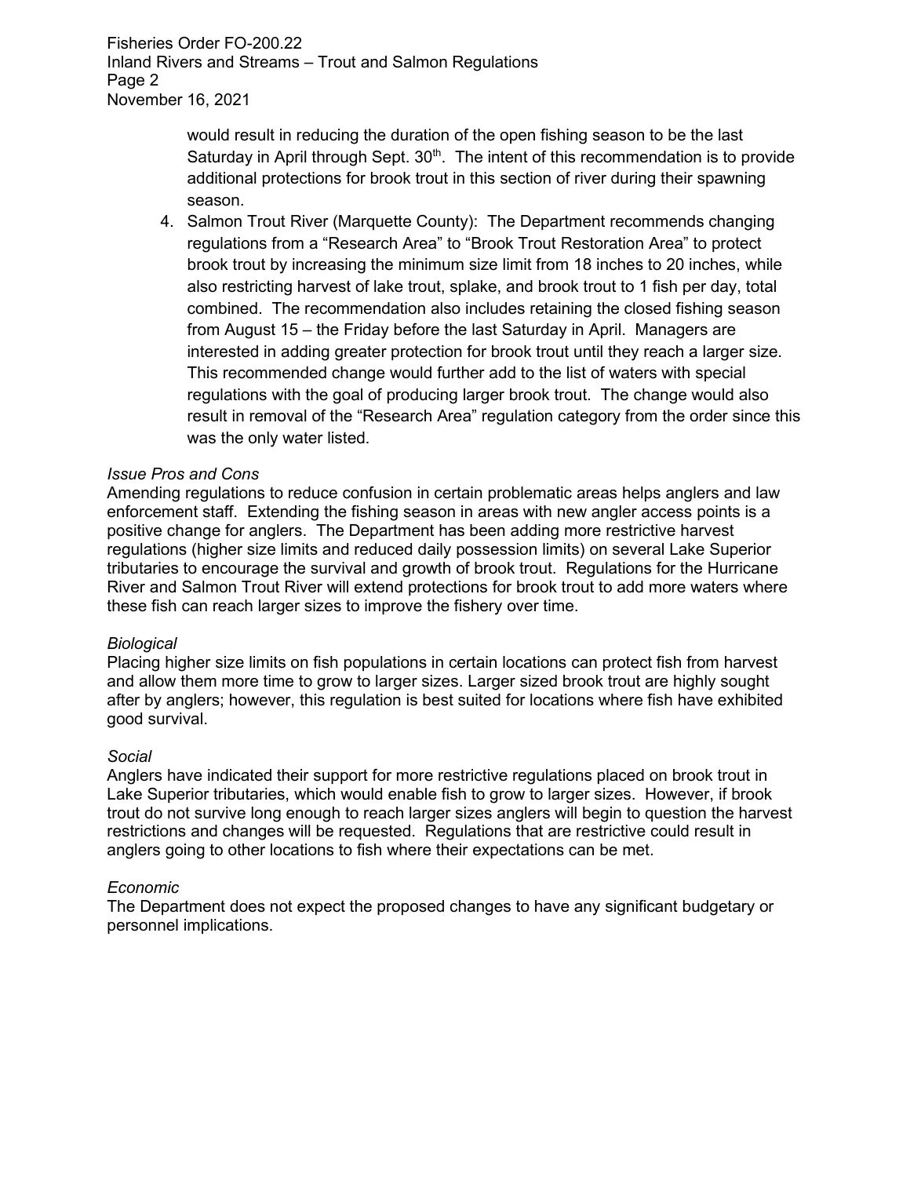would result in reducing the duration of the open fishing season to be the last Saturday in April through Sept. 30th. The intent of this recommendation is to provide additional protections for brook trout in this section of river during their spawning season.

4. Salmon Trout River (Marquette County): The Department recommends changing regulations from a "Research Area" to "Brook Trout Restoration Area" to protect brook trout by increasing the minimum size limit from 18 inches to 20 inches, while also restricting harvest of lake trout, splake, and brook trout to 1 fish per day, total combined. The recommendation also includes retaining the closed fishing season from August 15 – the Friday before the last Saturday in April. Managers are interested in adding greater protection for brook trout until they reach a larger size. This recommended change would further add to the list of waters with special regulations with the goal of producing larger brook trout. The change would also result in removal of the "Research Area" regulation category from the order since this was the only water listed.

*Issue Pros and Cons*

Amending regulations to reduce confusion in certain problematic areas helps anglers and law enforcement staff. Extending the fishing season in areas with new angler access points is a positive change for anglers. The Department has been adding more restrictive harvest regulations (higher size limits and reduced daily possession limits) on several Lake Superior tributaries to encourage the survival and growth of brook trout. Regulations for the Hurricane River and Salmon Trout River will extend protections for brook trout to add more waters where these fish can reach larger sizes to improve the fishery over time.

*Biological*

Placing higher size limits on fish populations in certain locations can protect fish from harvest and allow them more time to grow to larger sizes. Larger sized brook trout are highly sought after by anglers; however, this regulation is best suited for locations where fish have exhibited good survival.

*Social*

Anglers have indicated their support for more restrictive regulations placed on brook trout in Lake Superior tributaries, which would enable fish to grow to larger sizes. However, if brook trout do not survive long enough to reach larger sizes anglers will begin to question the harvest restrictions and changes will be requested. Regulations that are restrictive could result in anglers going to other locations to fish where their expectations can be met.

*Economic*

The Department does not expect the proposed changes to have any significant budgetary or personnel implications.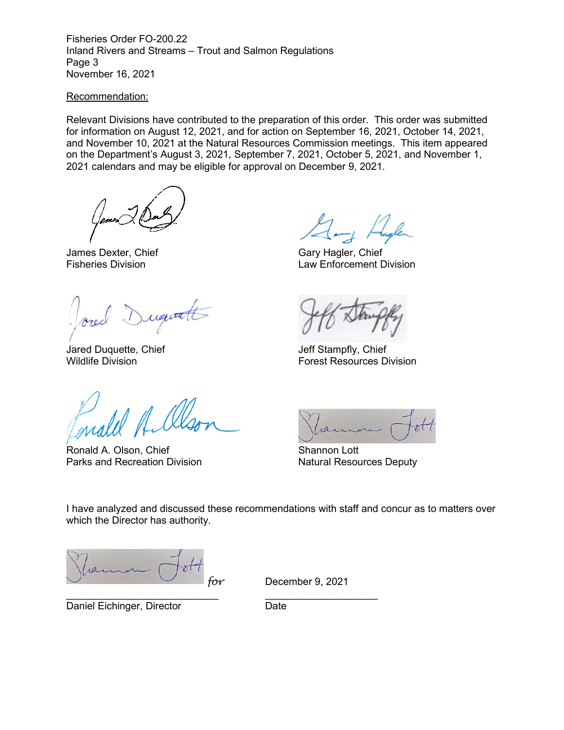Recommendation:

Relevant Divisions have contributed to the preparation of this order. This order was submitted for information on August 12, 2021, and for action on September 16, 2021, October 14, 2021, and November 10, 2021 at the Natural Resources Commission meetings. This item appeared on the Department's August 3, 2021, September 7, 2021, October 5, 2021, and November 1, 2021 calendars and may be eligible for approval on December 9, 2021.

James Dexter, Chief
Fisheries Division

Gary Hagler, Chief
Law Enforcement Division

Jared Duquette, Chief
Wildlife Division

Jeff Stampfly, Chief
Forest Resources Division

Ronald A. Olson, Chief
Parks and Recreation Division

Shannon Lott
Natural Resources Deputy

I have analyzed and discussed these recommendations with staff and concur as to matters over which the Director has authority.

*for*

Daniel Eichinger, Director

December 9, 2021

Date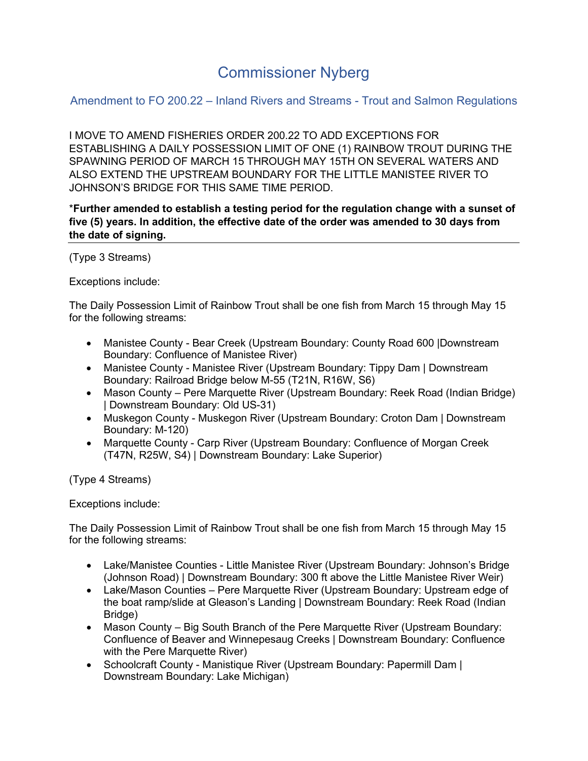# Commissioner Nyberg

## Amendment to FO 200.22 – Inland Rivers and Streams - Trout and Salmon Regulations

I MOVE TO AMEND FISHERIES ORDER 200.22 TO ADD EXCEPTIONS FOR ESTABLISHING A DAILY POSSESSION LIMIT OF ONE (1) RAINBOW TROUT DURING THE SPAWNING PERIOD OF MARCH 15 THROUGH MAY 15TH ON SEVERAL WATERS AND ALSO EXTEND THE UPSTREAM BOUNDARY FOR THE LITTLE MANISTEE RIVER TO JOHNSON'S BRIDGE FOR THIS SAME TIME PERIOD.

***Further amended to establish a testing period for the regulation change with a sunset of five (5) years. In addition, the effective date of the order was amended to 30 days from the date of signing.**

---

(Type 3 Streams)

Exceptions include:

The Daily Possession Limit of Rainbow Trout shall be one fish from March 15 through May 15 for the following streams:

- Manistee County - Bear Creek (Upstream Boundary: County Road 600 |Downstream Boundary: Confluence of Manistee River)
- Manistee County - Manistee River (Upstream Boundary: Tippy Dam | Downstream Boundary: Railroad Bridge below M-55 (T21N, R16W, S6)
- Mason County – Pere Marquette River (Upstream Boundary: Reek Road (Indian Bridge) | Downstream Boundary: Old US-31)
- Muskegon County - Muskegon River (Upstream Boundary: Croton Dam | Downstream Boundary: M-120)
- Marquette County - Carp River (Upstream Boundary: Confluence of Morgan Creek (T47N, R25W, S4) | Downstream Boundary: Lake Superior)

(Type 4 Streams)

Exceptions include:

The Daily Possession Limit of Rainbow Trout shall be one fish from March 15 through May 15 for the following streams:

- Lake/Manistee Counties - Little Manistee River (Upstream Boundary: Johnson's Bridge (Johnson Road) | Downstream Boundary: 300 ft above the Little Manistee River Weir)
- Lake/Mason Counties – Pere Marquette River (Upstream Boundary: Upstream edge of the boat ramp/slide at Gleason's Landing | Downstream Boundary: Reek Road (Indian Bridge)
- Mason County – Big South Branch of the Pere Marquette River (Upstream Boundary: Confluence of Beaver and Winnepesaug Creeks | Downstream Boundary: Confluence with the Pere Marquette River)
- Schoolcraft County - Manistique River (Upstream Boundary: Papermill Dam | Downstream Boundary: Lake Michigan)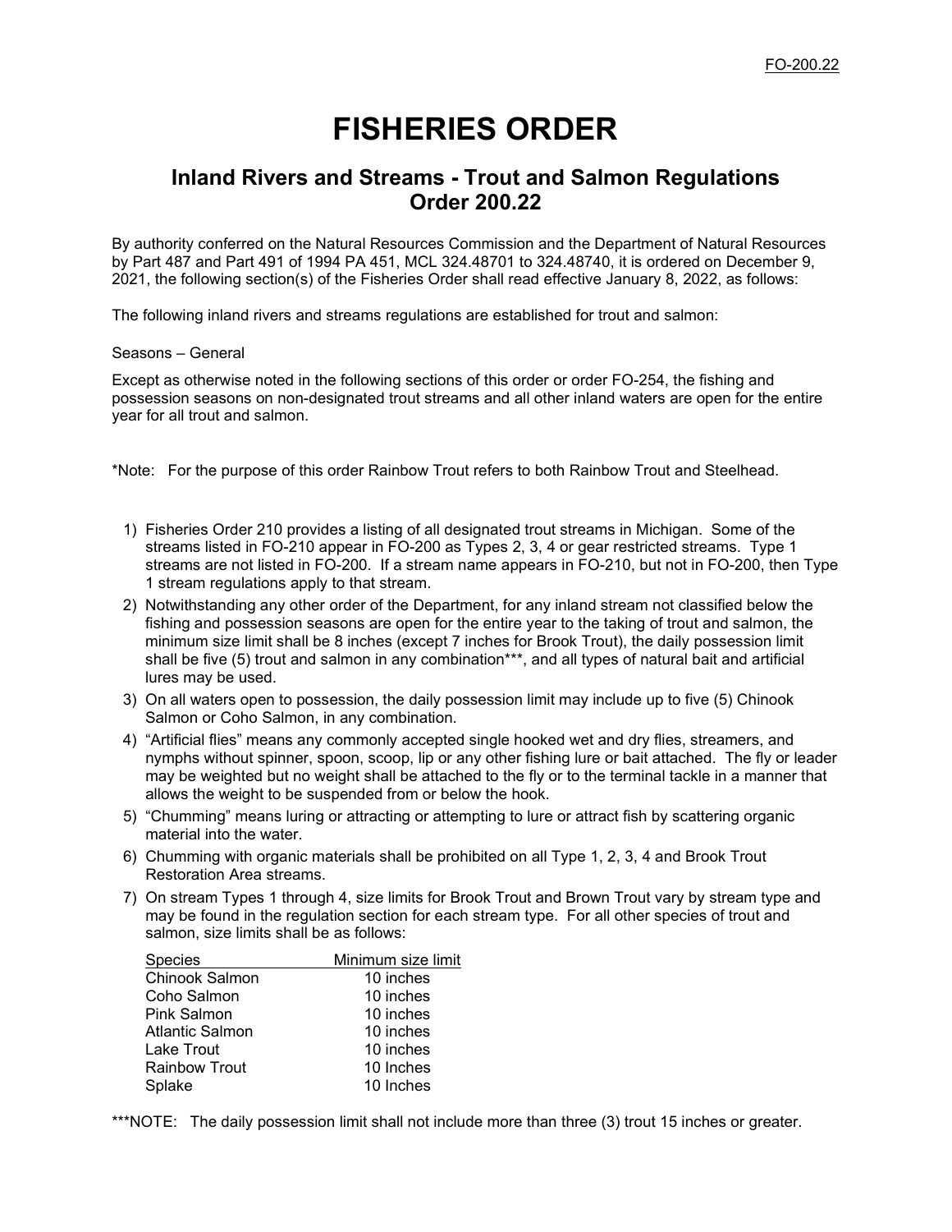# FISHERIES ORDER

## Inland Rivers and Streams - Trout and Salmon Regulations Order 200.22

By authority conferred on the Natural Resources Commission and the Department of Natural Resources by Part 487 and Part 491 of 1994 PA 451, MCL 324.48701 to 324.48740, it is ordered on December 9, 2021, the following section(s) of the Fisheries Order shall read effective January 8, 2022, as follows:

The following inland rivers and streams regulations are established for trout and salmon:

Seasons – General

Except as otherwise noted in the following sections of this order or order FO-254, the fishing and possession seasons on non-designated trout streams and all other inland waters are open for the entire year for all trout and salmon.

*Note: For the purpose of this order Rainbow Trout refers to both Rainbow Trout and Steelhead.

1) Fisheries Order 210 provides a listing of all designated trout streams in Michigan. Some of the streams listed in FO-210 appear in FO-200 as Types 2, 3, 4 or gear restricted streams. Type 1 streams are not listed in FO-200. If a stream name appears in FO-210, but not in FO-200, then Type 1 stream regulations apply to that stream.
2) Notwithstanding any other order of the Department, for any inland stream not classified below the fishing and possession seasons are open for the entire year to the taking of trout and salmon, the minimum size limit shall be 8 inches (except 7 inches for Brook Trout), the daily possession limit shall be five (5) trout and salmon in any combination***, and all types of natural bait and artificial lures may be used.
3) On all waters open to possession, the daily possession limit may include up to five (5) Chinook Salmon or Coho Salmon, in any combination.
4) "Artificial flies" means any commonly accepted single hooked wet and dry flies, streamers, and nymphs without spinner, spoon, scoop, lip or any other fishing lure or bait attached. The fly or leader may be weighted but no weight shall be attached to the fly or to the terminal tackle in a manner that allows the weight to be suspended from or below the hook.
5) "Chumming" means luring or attracting or attempting to lure or attract fish by scattering organic material into the water.
6) Chumming with organic materials shall be prohibited on all Type 1, 2, 3, 4 and Brook Trout Restoration Area streams.
7) On stream Types 1 through 4, size limits for Brook Trout and Brown Trout vary by stream type and may be found in the regulation section for each stream type. For all other species of trout and salmon, size limits shall be as follows:

| Species | Minimum size limit |
|---|---|
| Chinook Salmon | 10 inches |
| Coho Salmon | 10 inches |
| Pink Salmon | 10 inches |
| Atlantic Salmon | 10 inches |
| Lake Trout | 10 inches |
| Rainbow Trout | 10 Inches |
| Splake | 10 Inches |

***NOTE: The daily possession limit shall not include more than three (3) trout 15 inches or greater.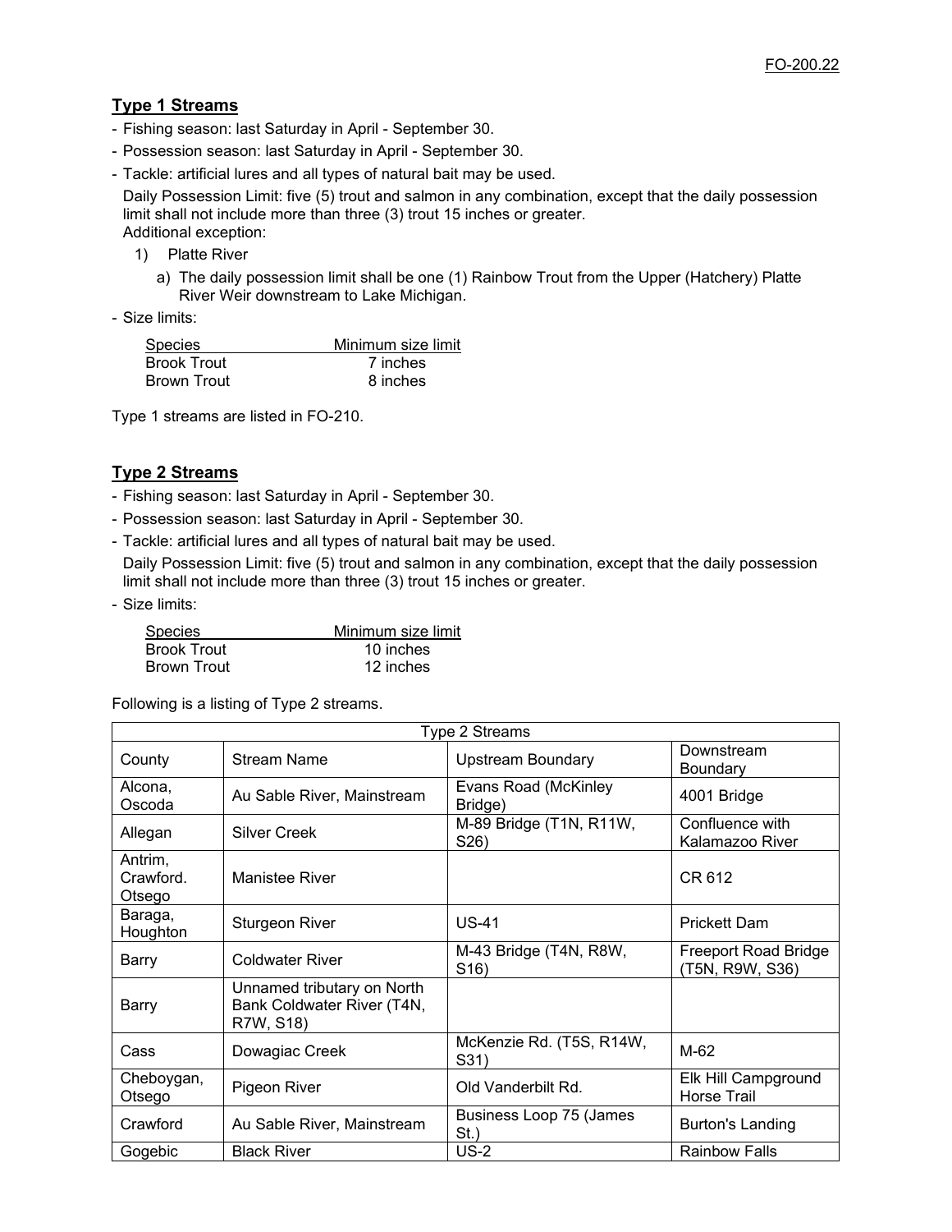## Type 1 Streams

- Fishing season: last Saturday in April - September 30.
- Possession season: last Saturday in April - September 30.
- Tackle: artificial lures and all types of natural bait may be used.

  Daily Possession Limit: five (5) trout and salmon in any combination, except that the daily possession limit shall not include more than three (3) trout 15 inches or greater.

  Additional exception:

  1) Platte River

     a) The daily possession limit shall be one (1) Rainbow Trout from the Upper (Hatchery) Platte River Weir downstream to Lake Michigan.

- Size limits:

| Species | Minimum size limit |
|---|---|
| Brook Trout | 7 inches |
| Brown Trout | 8 inches |

Type 1 streams are listed in FO-210.

## Type 2 Streams

- Fishing season: last Saturday in April - September 30.
- Possession season: last Saturday in April - September 30.
- Tackle: artificial lures and all types of natural bait may be used.

  Daily Possession Limit: five (5) trout and salmon in any combination, except that the daily possession limit shall not include more than three (3) trout 15 inches or greater.

- Size limits:

| Species | Minimum size limit |
|---|---|
| Brook Trout | 10 inches |
| Brown Trout | 12 inches |

Following is a listing of Type 2 streams.

| Type 2 Streams | | | |
|---|---|---|---|
| County | Stream Name | Upstream Boundary | Downstream Boundary |
| Alcona, Oscoda | Au Sable River, Mainstream | Evans Road (McKinley Bridge) | 4001 Bridge |
| Allegan | Silver Creek | M-89 Bridge (T1N, R11W, S26) | Confluence with Kalamazoo River |
| Antrim, Crawford. Otsego | Manistee River | | CR 612 |
| Baraga, Houghton | Sturgeon River | US-41 | Prickett Dam |
| Barry | Coldwater River | M-43 Bridge (T4N, R8W, S16) | Freeport Road Bridge (T5N, R9W, S36) |
| Barry | Unnamed tributary on North Bank Coldwater River (T4N, R7W, S18) | | |
| Cass | Dowagiac Creek | McKenzie Rd. (T5S, R14W, S31) | M-62 |
| Cheboygan, Otsego | Pigeon River | Old Vanderbilt Rd. | Elk Hill Campground Horse Trail |
| Crawford | Au Sable River, Mainstream | Business Loop 75 (James St.) | Burton's Landing |
| Gogebic | Black River | US-2 | Rainbow Falls |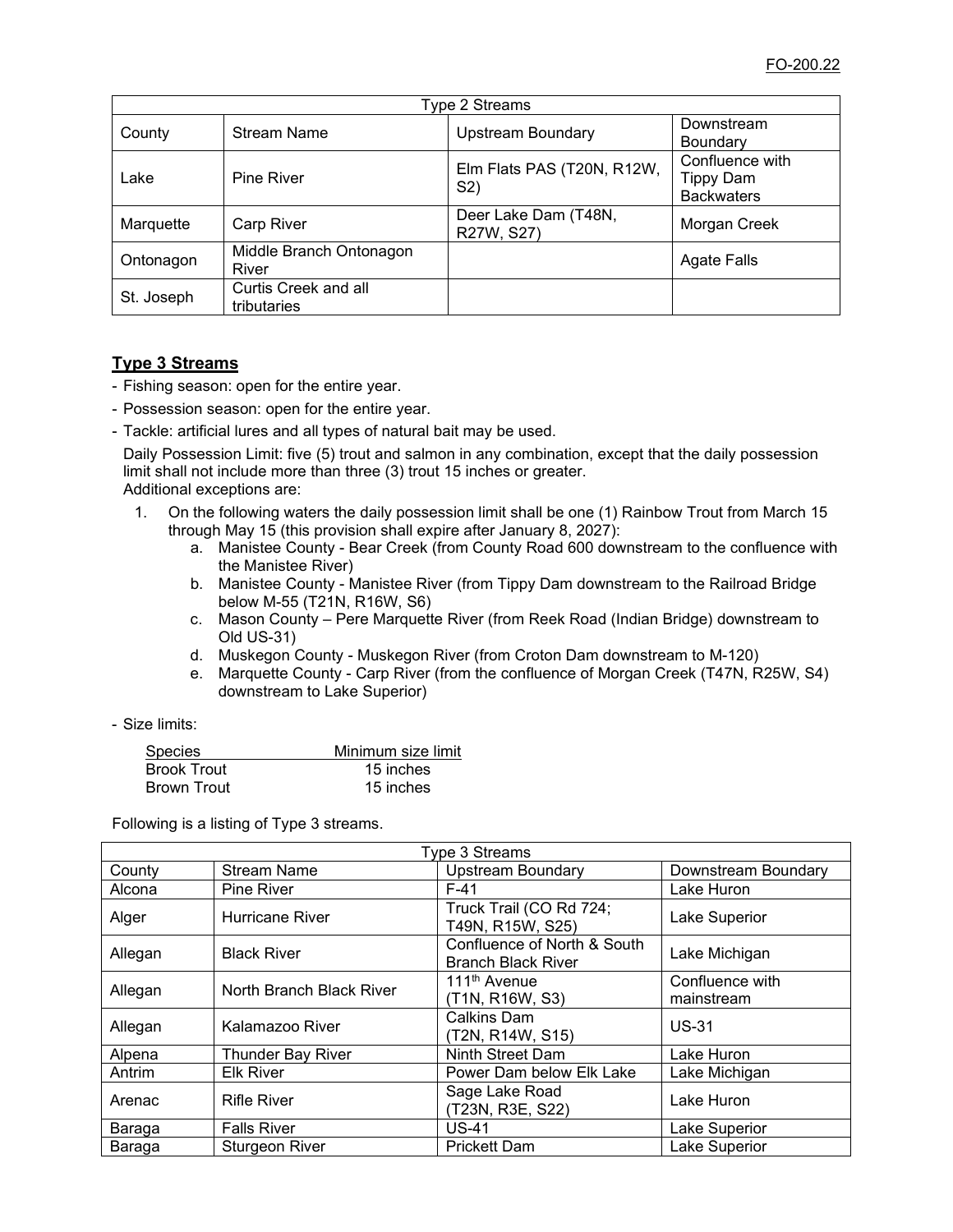| Type 2 Streams | | | |
|---|---|---|---|
| County | Stream Name | Upstream Boundary | Downstream Boundary |
| Lake | Pine River | Elm Flats PAS (T20N, R12W, S2) | Confluence with Tippy Dam Backwaters |
| Marquette | Carp River | Deer Lake Dam (T48N, R27W, S27) | Morgan Creek |
| Ontonagon | Middle Branch Ontonagon River | | Agate Falls |
| St. Joseph | Curtis Creek and all tributaries | | |

## Type 3 Streams

- Fishing season: open for the entire year.
- Possession season: open for the entire year.
- Tackle: artificial lures and all types of natural bait may be used.

  Daily Possession Limit: five (5) trout and salmon in any combination, except that the daily possession limit shall not include more than three (3) trout 15 inches or greater.
  Additional exceptions are:

  1. On the following waters the daily possession limit shall be one (1) Rainbow Trout from March 15 through May 15 (this provision shall expire after January 8, 2027):
     a. Manistee County - Bear Creek (from County Road 600 downstream to the confluence with the Manistee River)
     b. Manistee County - Manistee River (from Tippy Dam downstream to the Railroad Bridge below M-55 (T21N, R16W, S6)
     c. Mason County – Pere Marquette River (from Reek Road (Indian Bridge) downstream to Old US-31)
     d. Muskegon County - Muskegon River (from Croton Dam downstream to M-120)
     e. Marquette County - Carp River (from the confluence of Morgan Creek (T47N, R25W, S4) downstream to Lake Superior)

- Size limits:

| Species | Minimum size limit |
|---|---|
| Brook Trout | 15 inches |
| Brown Trout | 15 inches |

Following is a listing of Type 3 streams.

| Type 3 Streams | | | |
|---|---|---|---|
| County | Stream Name | Upstream Boundary | Downstream Boundary |
| Alcona | Pine River | F-41 | Lake Huron |
| Alger | Hurricane River | Truck Trail (CO Rd 724; T49N, R15W, S25) | Lake Superior |
| Allegan | Black River | Confluence of North & South Branch Black River | Lake Michigan |
| Allegan | North Branch Black River | 111th Avenue (T1N, R16W, S3) | Confluence with mainstream |
| Allegan | Kalamazoo River | Calkins Dam (T2N, R14W, S15) | US-31 |
| Alpena | Thunder Bay River | Ninth Street Dam | Lake Huron |
| Antrim | Elk River | Power Dam below Elk Lake | Lake Michigan |
| Arenac | Rifle River | Sage Lake Road (T23N, R3E, S22) | Lake Huron |
| Baraga | Falls River | US-41 | Lake Superior |
| Baraga | Sturgeon River | Prickett Dam | Lake Superior |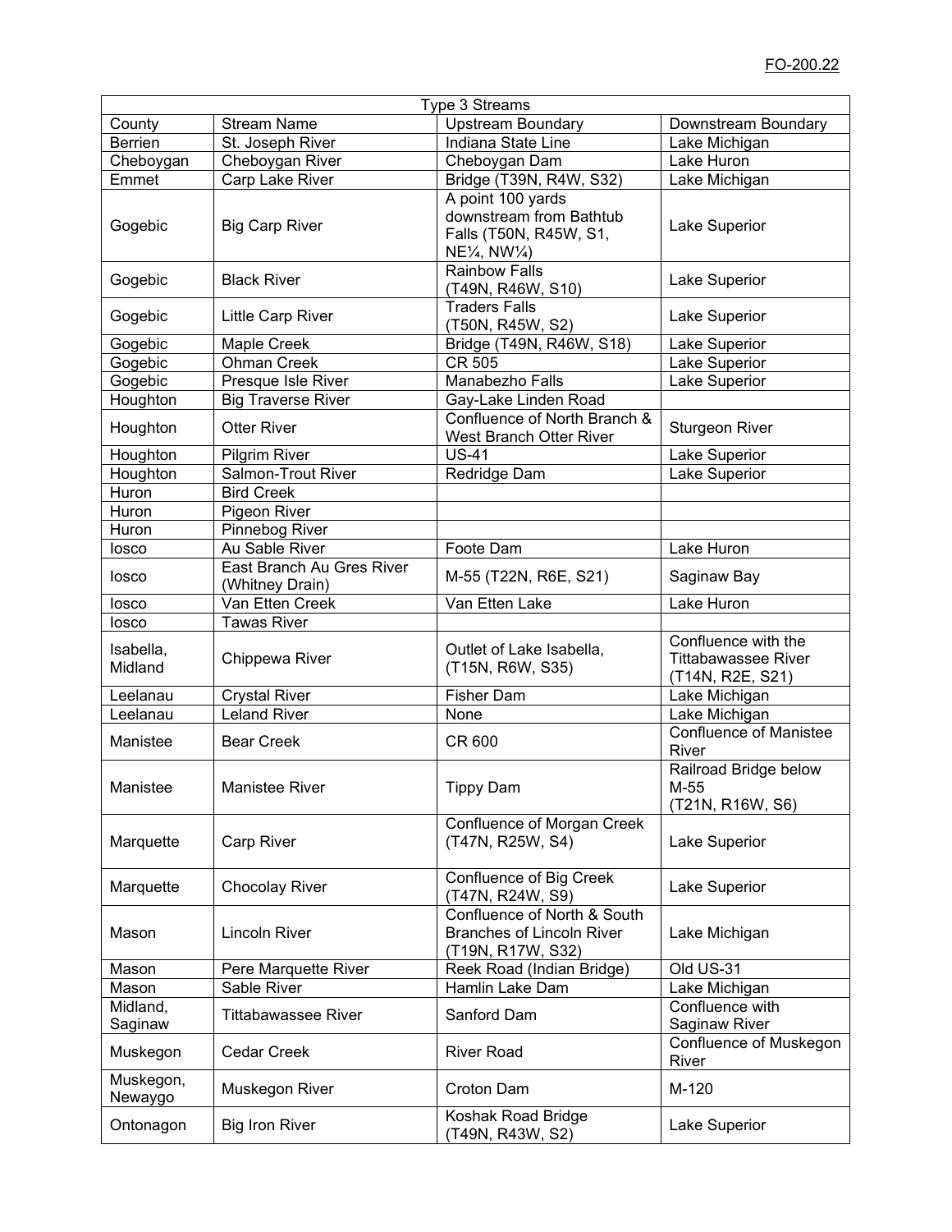| Type 3 Streams | | | |
|---|---|---|---|
| County | Stream Name | Upstream Boundary | Downstream Boundary |
| Berrien | St. Joseph River | Indiana State Line | Lake Michigan |
| Cheboygan | Cheboygan River | Cheboygan Dam | Lake Huron |
| Emmet | Carp Lake River | Bridge (T39N, R4W, S32) | Lake Michigan |
| Gogebic | Big Carp River | A point 100 yards downstream from Bathtub Falls (T50N, R45W, S1, NE¼, NW¼) | Lake Superior |
| Gogebic | Black River | Rainbow Falls (T49N, R46W, S10) | Lake Superior |
| Gogebic | Little Carp River | Traders Falls (T50N, R45W, S2) | Lake Superior |
| Gogebic | Maple Creek | Bridge (T49N, R46W, S18) | Lake Superior |
| Gogebic | Ohman Creek | CR 505 | Lake Superior |
| Gogebic | Presque Isle River | Manabezho Falls | Lake Superior |
| Houghton | Big Traverse River | Gay-Lake Linden Road | |
| Houghton | Otter River | Confluence of North Branch & West Branch Otter River | Sturgeon River |
| Houghton | Pilgrim River | US-41 | Lake Superior |
| Houghton | Salmon-Trout River | Redridge Dam | Lake Superior |
| Huron | Bird Creek | | |
| Huron | Pigeon River | | |
| Huron | Pinnebog River | | |
| Iosco | Au Sable River | Foote Dam | Lake Huron |
| Iosco | East Branch Au Gres River (Whitney Drain) | M-55 (T22N, R6E, S21) | Saginaw Bay |
| Iosco | Van Etten Creek | Van Etten Lake | Lake Huron |
| Iosco | Tawas River | | |
| Isabella, Midland | Chippewa River | Outlet of Lake Isabella, (T15N, R6W, S35) | Confluence with the Tittabawassee River (T14N, R2E, S21) |
| Leelanau | Crystal River | Fisher Dam | Lake Michigan |
| Leelanau | Leland River | None | Lake Michigan |
| Manistee | Bear Creek | CR 600 | Confluence of Manistee River |
| Manistee | Manistee River | Tippy Dam | Railroad Bridge below M-55 (T21N, R16W, S6) |
| Marquette | Carp River | Confluence of Morgan Creek (T47N, R25W, S4) | Lake Superior |
| Marquette | Chocolay River | Confluence of Big Creek (T47N, R24W, S9) | Lake Superior |
| Mason | Lincoln River | Confluence of North & South Branches of Lincoln River (T19N, R17W, S32) | Lake Michigan |
| Mason | Pere Marquette River | Reek Road (Indian Bridge) | Old US-31 |
| Mason | Sable River | Hamlin Lake Dam | Lake Michigan |
| Midland, Saginaw | Tittabawassee River | Sanford Dam | Confluence with Saginaw River |
| Muskegon | Cedar Creek | River Road | Confluence of Muskegon River |
| Muskegon, Newaygo | Muskegon River | Croton Dam | M-120 |
| Ontonagon | Big Iron River | Koshak Road Bridge (T49N, R43W, S2) | Lake Superior |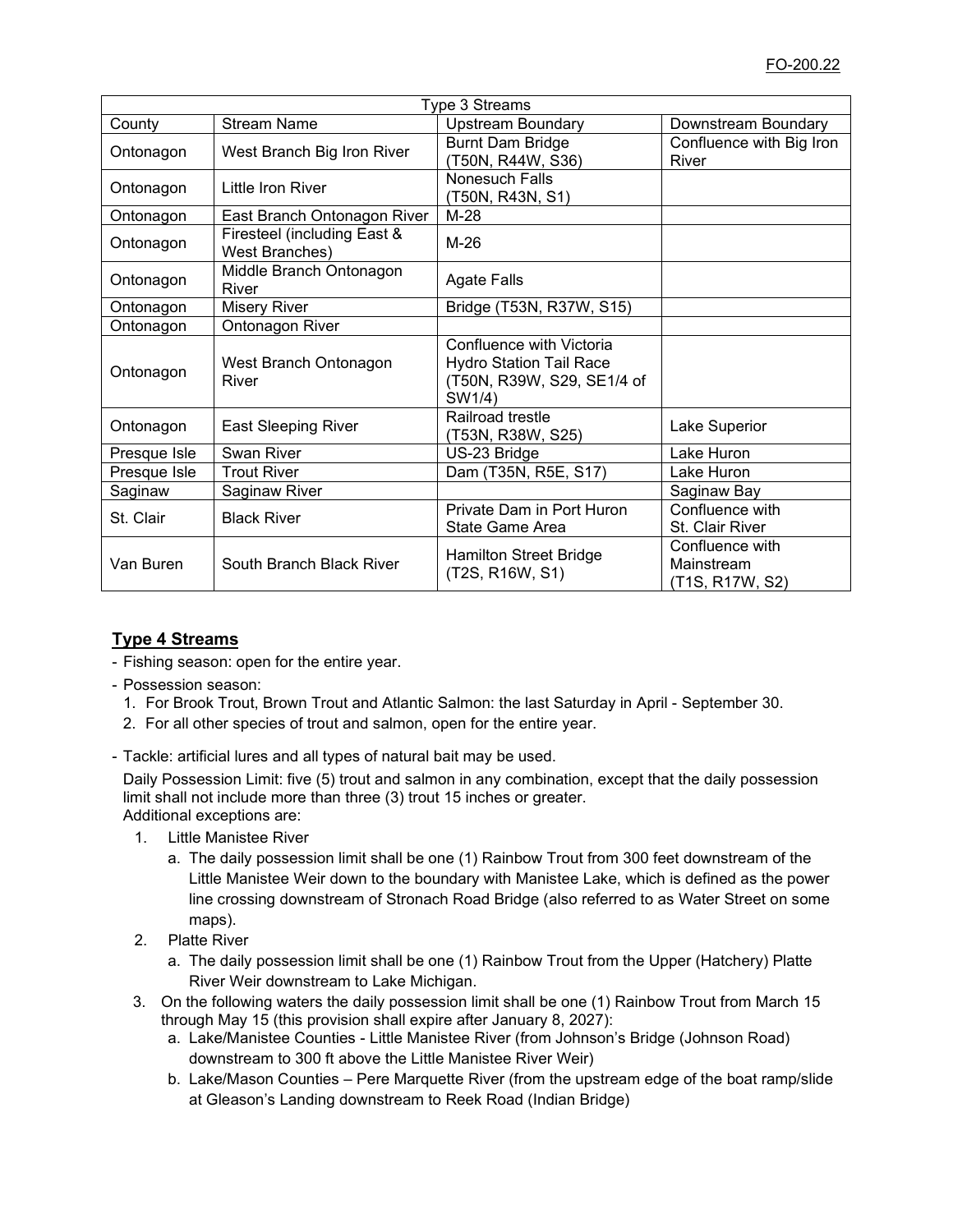| Type 3 Streams | | | |
|---|---|---|---|
| County | Stream Name | Upstream Boundary | Downstream Boundary |
| Ontonagon | West Branch Big Iron River | Burnt Dam Bridge (T50N, R44W, S36) | Confluence with Big Iron River |
| Ontonagon | Little Iron River | Nonesuch Falls (T50N, R43N, S1) | |
| Ontonagon | East Branch Ontonagon River | M-28 | |
| Ontonagon | Firesteel (including East & West Branches) | M-26 | |
| Ontonagon | Middle Branch Ontonagon River | Agate Falls | |
| Ontonagon | Misery River | Bridge (T53N, R37W, S15) | |
| Ontonagon | Ontonagon River | | |
| Ontonagon | West Branch Ontonagon River | Confluence with Victoria Hydro Station Tail Race (T50N, R39W, S29, SE1/4 of SW1/4) | |
| Ontonagon | East Sleeping River | Railroad trestle (T53N, R38W, S25) | Lake Superior |
| Presque Isle | Swan River | US-23 Bridge | Lake Huron |
| Presque Isle | Trout River | Dam (T35N, R5E, S17) | Lake Huron |
| Saginaw | Saginaw River | | Saginaw Bay |
| St. Clair | Black River | Private Dam in Port Huron State Game Area | Confluence with St. Clair River |
| Van Buren | South Branch Black River | Hamilton Street Bridge (T2S, R16W, S1) | Confluence with Mainstream (T1S, R17W, S2) |

## Type 4 Streams

- Fishing season: open for the entire year.
- Possession season:
  1. For Brook Trout, Brown Trout and Atlantic Salmon: the last Saturday in April - September 30.
  2. For all other species of trout and salmon, open for the entire year.
- Tackle: artificial lures and all types of natural bait may be used.

  Daily Possession Limit: five (5) trout and salmon in any combination, except that the daily possession limit shall not include more than three (3) trout 15 inches or greater.
  Additional exceptions are:

  1. Little Manistee River
     a. The daily possession limit shall be one (1) Rainbow Trout from 300 feet downstream of the Little Manistee Weir down to the boundary with Manistee Lake, which is defined as the power line crossing downstream of Stronach Road Bridge (also referred to as Water Street on some maps).
  2. Platte River
     a. The daily possession limit shall be one (1) Rainbow Trout from the Upper (Hatchery) Platte River Weir downstream to Lake Michigan.
  3. On the following waters the daily possession limit shall be one (1) Rainbow Trout from March 15 through May 15 (this provision shall expire after January 8, 2027):
     a. Lake/Manistee Counties - Little Manistee River (from Johnson's Bridge (Johnson Road) downstream to 300 ft above the Little Manistee River Weir)
     b. Lake/Mason Counties – Pere Marquette River (from the upstream edge of the boat ramp/slide at Gleason's Landing downstream to Reek Road (Indian Bridge)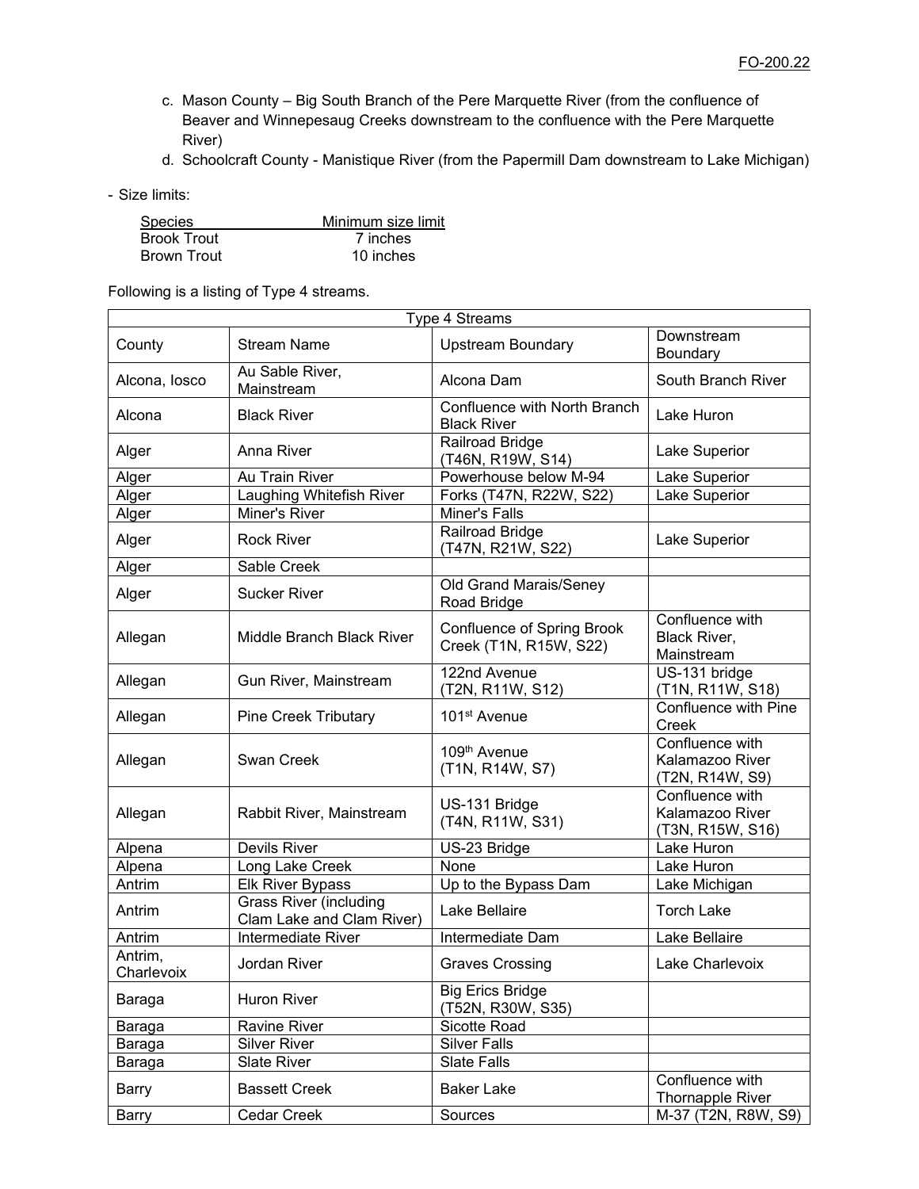c. Mason County – Big South Branch of the Pere Marquette River (from the confluence of Beaver and Winnepesaug Creeks downstream to the confluence with the Pere Marquette River)
d. Schoolcraft County - Manistique River (from the Papermill Dam downstream to Lake Michigan)

- Size limits:

| Species | Minimum size limit |
|---|---|
| Brook Trout | 7 inches |
| Brown Trout | 10 inches |

Following is a listing of Type 4 streams.

| Type 4 Streams | | | |
|---|---|---|---|
| County | Stream Name | Upstream Boundary | Downstream Boundary |
| Alcona, Iosco | Au Sable River, Mainstream | Alcona Dam | South Branch River |
| Alcona | Black River | Confluence with North Branch Black River | Lake Huron |
| Alger | Anna River | Railroad Bridge (T46N, R19W, S14) | Lake Superior |
| Alger | Au Train River | Powerhouse below M-94 | Lake Superior |
| Alger | Laughing Whitefish River | Forks (T47N, R22W, S22) | Lake Superior |
| Alger | Miner's River | Miner's Falls | |
| Alger | Rock River | Railroad Bridge (T47N, R21W, S22) | Lake Superior |
| Alger | Sable Creek | | |
| Alger | Sucker River | Old Grand Marais/Seney Road Bridge | |
| Allegan | Middle Branch Black River | Confluence of Spring Brook Creek (T1N, R15W, S22) | Confluence with Black River, Mainstream |
| Allegan | Gun River, Mainstream | 122nd Avenue (T2N, R11W, S12) | US-131 bridge (T1N, R11W, S18) |
| Allegan | Pine Creek Tributary | 101st Avenue | Confluence with Pine Creek |
| Allegan | Swan Creek | 109th Avenue (T1N, R14W, S7) | Confluence with Kalamazoo River (T2N, R14W, S9) |
| Allegan | Rabbit River, Mainstream | US-131 Bridge (T4N, R11W, S31) | Confluence with Kalamazoo River (T3N, R15W, S16) |
| Alpena | Devils River | US-23 Bridge | Lake Huron |
| Alpena | Long Lake Creek | None | Lake Huron |
| Antrim | Elk River Bypass | Up to the Bypass Dam | Lake Michigan |
| Antrim | Grass River (including Clam Lake and Clam River) | Lake Bellaire | Torch Lake |
| Antrim | Intermediate River | Intermediate Dam | Lake Bellaire |
| Antrim, Charlevoix | Jordan River | Graves Crossing | Lake Charlevoix |
| Baraga | Huron River | Big Erics Bridge (T52N, R30W, S35) | |
| Baraga | Ravine River | Sicotte Road | |
| Baraga | Silver River | Silver Falls | |
| Baraga | Slate River | Slate Falls | |
| Barry | Bassett Creek | Baker Lake | Confluence with Thornapple River |
| Barry | Cedar Creek | Sources | M-37 (T2N, R8W, S9) |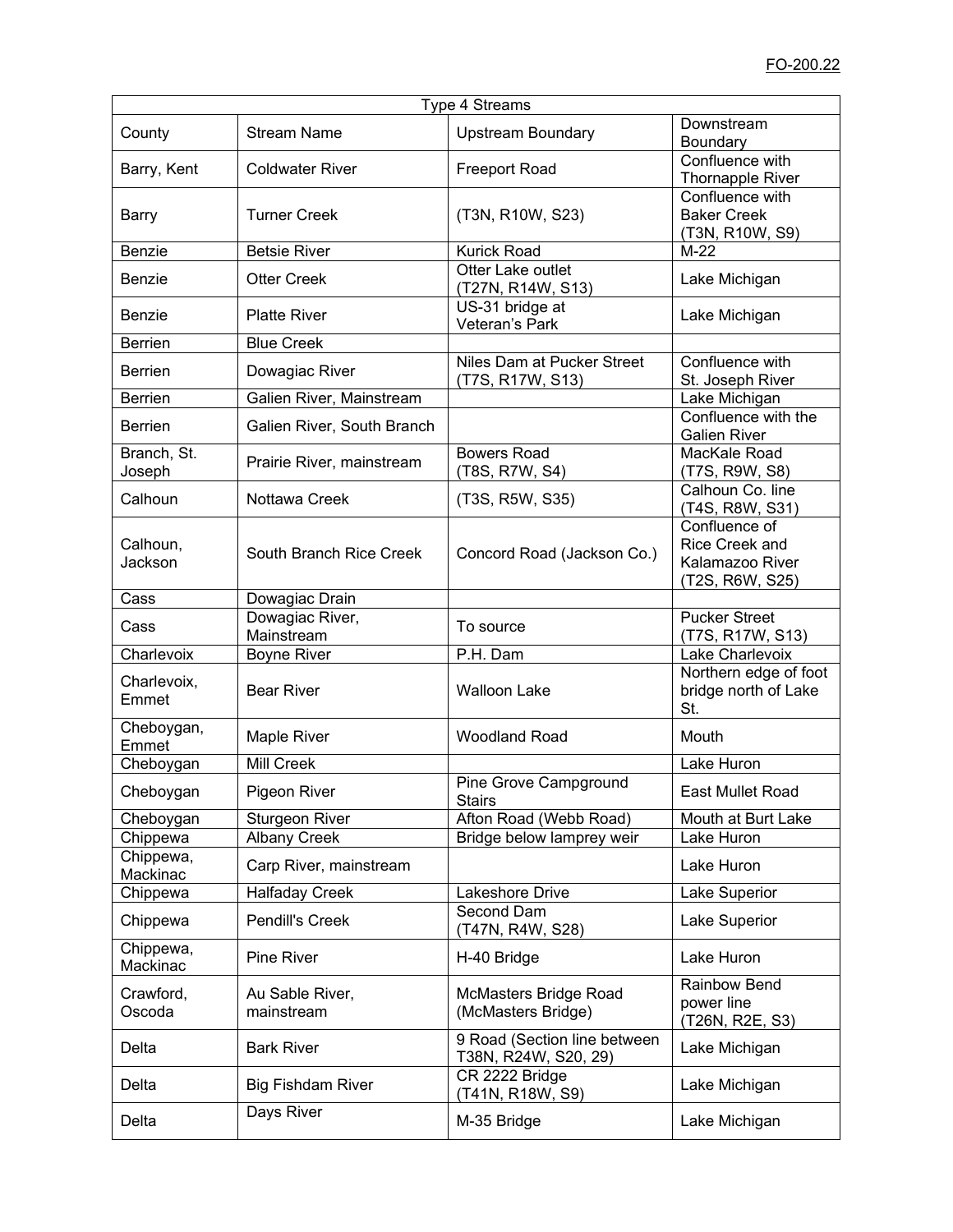FO-200.22

| Type 4 Streams | | | |
|---|---|---|---|
| County | Stream Name | Upstream Boundary | Downstream Boundary |
| Barry, Kent | Coldwater River | Freeport Road | Confluence with Thornapple River |
| Barry | Turner Creek | (T3N, R10W, S23) | Confluence with Baker Creek (T3N, R10W, S9) |
| Benzie | Betsie River | Kurick Road | M-22 |
| Benzie | Otter Creek | Otter Lake outlet (T27N, R14W, S13) | Lake Michigan |
| Benzie | Platte River | US-31 bridge at Veteran's Park | Lake Michigan |
| Berrien | Blue Creek | | |
| Berrien | Dowagiac River | Niles Dam at Pucker Street (T7S, R17W, S13) | Confluence with St. Joseph River |
| Berrien | Galien River, Mainstream | | Lake Michigan |
| Berrien | Galien River, South Branch | | Confluence with the Galien River |
| Branch, St. Joseph | Prairie River, mainstream | Bowers Road (T8S, R7W, S4) | MacKale Road (T7S, R9W, S8) |
| Calhoun | Nottawa Creek | (T3S, R5W, S35) | Calhoun Co. line (T4S, R8W, S31) |
| Calhoun, Jackson | South Branch Rice Creek | Concord Road (Jackson Co.) | Confluence of Rice Creek and Kalamazoo River (T2S, R6W, S25) |
| Cass | Dowagiac Drain | | |
| Cass | Dowagiac River, Mainstream | To source | Pucker Street (T7S, R17W, S13) |
| Charlevoix | Boyne River | P.H. Dam | Lake Charlevoix |
| Charlevoix, Emmet | Bear River | Walloon Lake | Northern edge of foot bridge north of Lake St. |
| Cheboygan, Emmet | Maple River | Woodland Road | Mouth |
| Cheboygan | Mill Creek | | Lake Huron |
| Cheboygan | Pigeon River | Pine Grove Campground Stairs | East Mullet Road |
| Cheboygan | Sturgeon River | Afton Road (Webb Road) | Mouth at Burt Lake |
| Chippewa | Albany Creek | Bridge below lamprey weir | Lake Huron |
| Chippewa, Mackinac | Carp River, mainstream | | Lake Huron |
| Chippewa | Halfaday Creek | Lakeshore Drive | Lake Superior |
| Chippewa | Pendill's Creek | Second Dam (T47N, R4W, S28) | Lake Superior |
| Chippewa, Mackinac | Pine River | H-40 Bridge | Lake Huron |
| Crawford, Oscoda | Au Sable River, mainstream | McMasters Bridge Road (McMasters Bridge) | Rainbow Bend power line (T26N, R2E, S3) |
| Delta | Bark River | 9 Road (Section line between T38N, R24W, S20, 29) | Lake Michigan |
| Delta | Big Fishdam River | CR 2222 Bridge (T41N, R18W, S9) | Lake Michigan |
| Delta | Days River | M-35 Bridge | Lake Michigan |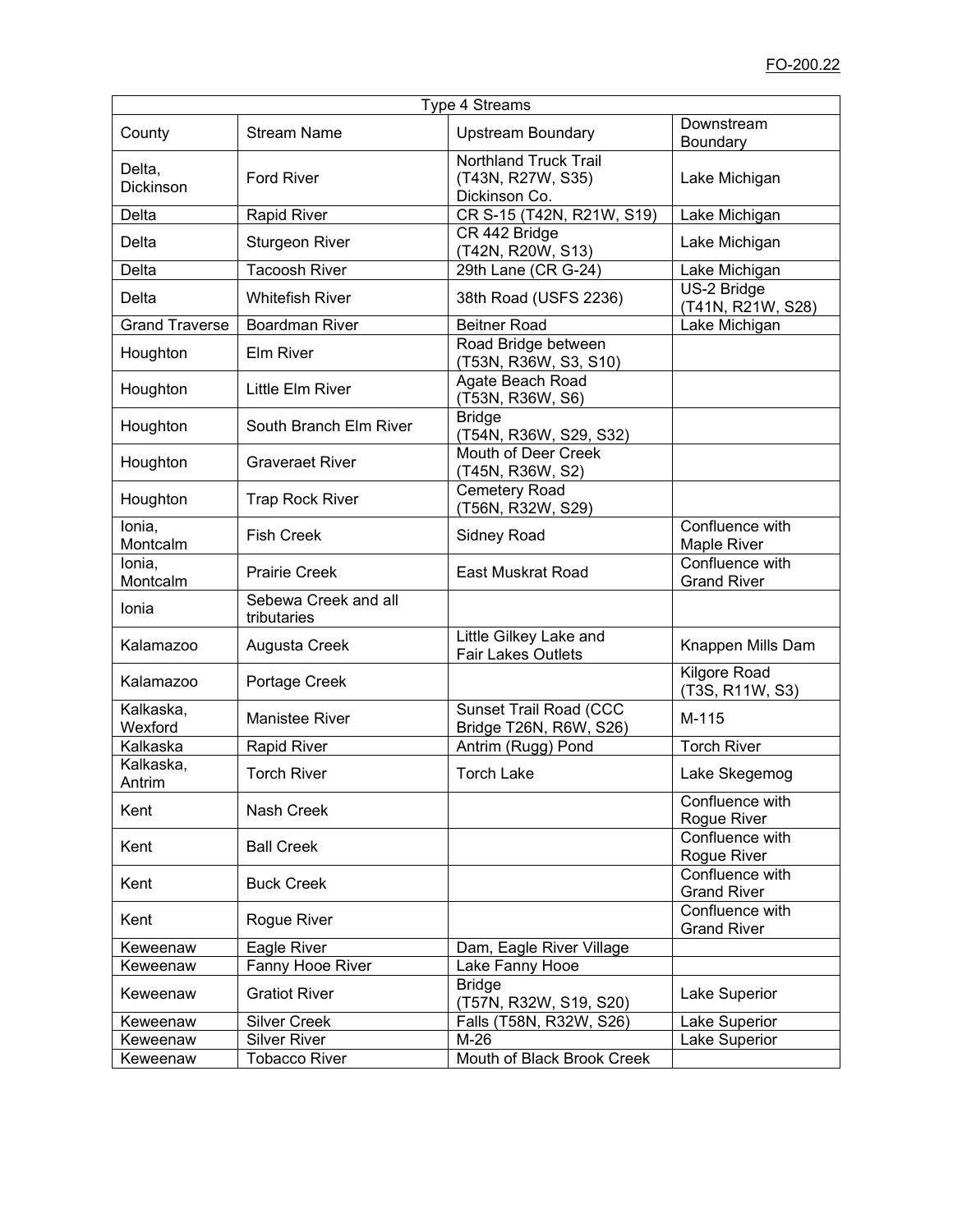| Type 4 Streams | | | |
|---|---|---|---|
| County | Stream Name | Upstream Boundary | Downstream Boundary |
| Delta, Dickinson | Ford River | Northland Truck Trail (T43N, R27W, S35) Dickinson Co. | Lake Michigan |
| Delta | Rapid River | CR S-15 (T42N, R21W, S19) | Lake Michigan |
| Delta | Sturgeon River | CR 442 Bridge (T42N, R20W, S13) | Lake Michigan |
| Delta | Tacoosh River | 29th Lane (CR G-24) | Lake Michigan |
| Delta | Whitefish River | 38th Road (USFS 2236) | US-2 Bridge (T41N, R21W, S28) |
| Grand Traverse | Boardman River | Beitner Road | Lake Michigan |
| Houghton | Elm River | Road Bridge between (T53N, R36W, S3, S10) | |
| Houghton | Little Elm River | Agate Beach Road (T53N, R36W, S6) | |
| Houghton | South Branch Elm River | Bridge (T54N, R36W, S29, S32) | |
| Houghton | Graveraet River | Mouth of Deer Creek (T45N, R36W, S2) | |
| Houghton | Trap Rock River | Cemetery Road (T56N, R32W, S29) | |
| Ionia, Montcalm | Fish Creek | Sidney Road | Confluence with Maple River |
| Ionia, Montcalm | Prairie Creek | East Muskrat Road | Confluence with Grand River |
| Ionia | Sebewa Creek and all tributaries | | |
| Kalamazoo | Augusta Creek | Little Gilkey Lake and Fair Lakes Outlets | Knappen Mills Dam |
| Kalamazoo | Portage Creek | | Kilgore Road (T3S, R11W, S3) |
| Kalkaska, Wexford | Manistee River | Sunset Trail Road (CCC Bridge T26N, R6W, S26) | M-115 |
| Kalkaska | Rapid River | Antrim (Rugg) Pond | Torch River |
| Kalkaska, Antrim | Torch River | Torch Lake | Lake Skegemog |
| Kent | Nash Creek | | Confluence with Rogue River |
| Kent | Ball Creek | | Confluence with Rogue River |
| Kent | Buck Creek | | Confluence with Grand River |
| Kent | Rogue River | | Confluence with Grand River |
| Keweenaw | Eagle River | Dam, Eagle River Village | |
| Keweenaw | Fanny Hooe River | Lake Fanny Hooe | |
| Keweenaw | Gratiot River | Bridge (T57N, R32W, S19, S20) | Lake Superior |
| Keweenaw | Silver Creek | Falls (T58N, R32W, S26) | Lake Superior |
| Keweenaw | Silver River | M-26 | Lake Superior |
| Keweenaw | Tobacco River | Mouth of Black Brook Creek | |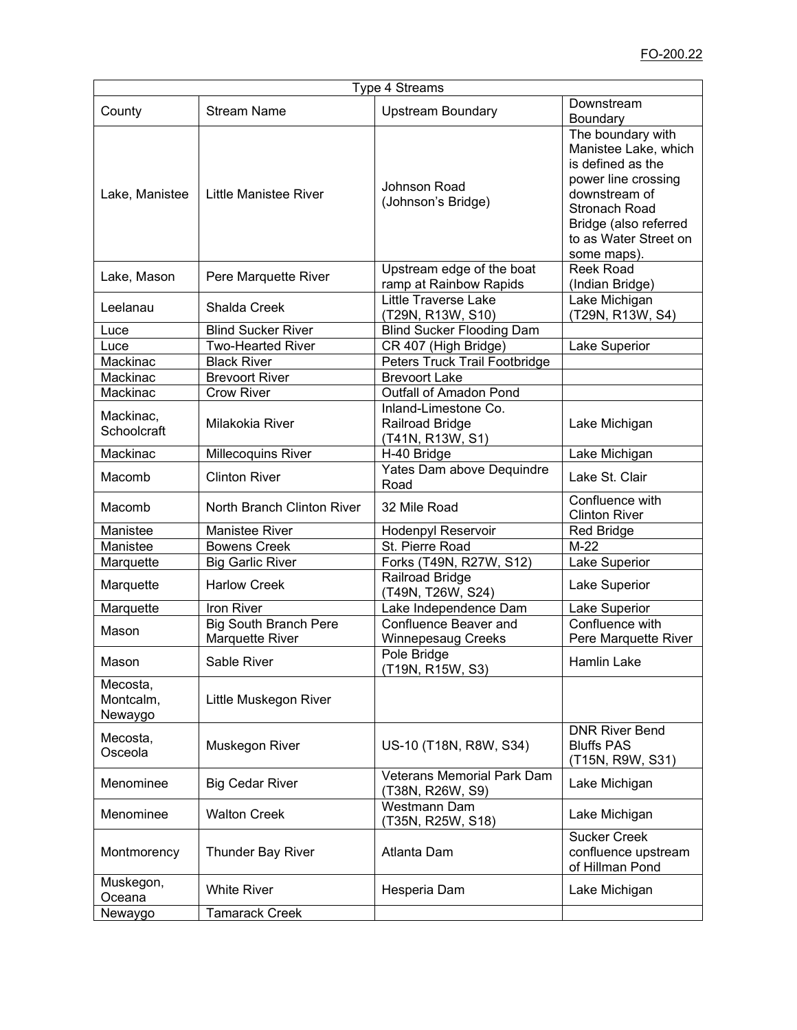| Type 4 Streams | | | |
|---|---|---|---|
| County | Stream Name | Upstream Boundary | Downstream Boundary |
| Lake, Manistee | Little Manistee River | Johnson Road (Johnson's Bridge) | The boundary with Manistee Lake, which is defined as the power line crossing downstream of Stronach Road Bridge (also referred to as Water Street on some maps). |
| Lake, Mason | Pere Marquette River | Upstream edge of the boat ramp at Rainbow Rapids | Reek Road (Indian Bridge) |
| Leelanau | Shalda Creek | Little Traverse Lake (T29N, R13W, S10) | Lake Michigan (T29N, R13W, S4) |
| Luce | Blind Sucker River | Blind Sucker Flooding Dam | |
| Luce | Two-Hearted River | CR 407 (High Bridge) | Lake Superior |
| Mackinac | Black River | Peters Truck Trail Footbridge | |
| Mackinac | Brevoort River | Brevoort Lake | |
| Mackinac | Crow River | Outfall of Amadon Pond | |
| Mackinac, Schoolcraft | Milakokia River | Inland-Limestone Co. Railroad Bridge (T41N, R13W, S1) | Lake Michigan |
| Mackinac | Millecoquins River | H-40 Bridge | Lake Michigan |
| Macomb | Clinton River | Yates Dam above Dequindre Road | Lake St. Clair |
| Macomb | North Branch Clinton River | 32 Mile Road | Confluence with Clinton River |
| Manistee | Manistee River | Hodenpyl Reservoir | Red Bridge |
| Manistee | Bowens Creek | St. Pierre Road | M-22 |
| Marquette | Big Garlic River | Forks (T49N, R27W, S12) | Lake Superior |
| Marquette | Harlow Creek | Railroad Bridge (T49N, T26W, S24) | Lake Superior |
| Marquette | Iron River | Lake Independence Dam | Lake Superior |
| Mason | Big South Branch Pere Marquette River | Confluence Beaver and Winnepesaug Creeks | Confluence with Pere Marquette River |
| Mason | Sable River | Pole Bridge (T19N, R15W, S3) | Hamlin Lake |
| Mecosta, Montcalm, Newaygo | Little Muskegon River | | |
| Mecosta, Osceola | Muskegon River | US-10 (T18N, R8W, S34) | DNR River Bend Bluffs PAS (T15N, R9W, S31) |
| Menominee | Big Cedar River | Veterans Memorial Park Dam (T38N, R26W, S9) | Lake Michigan |
| Menominee | Walton Creek | Westmann Dam (T35N, R25W, S18) | Lake Michigan |
| Montmorency | Thunder Bay River | Atlanta Dam | Sucker Creek confluence upstream of Hillman Pond |
| Muskegon, Oceana | White River | Hesperia Dam | Lake Michigan |
| Newaygo | Tamarack Creek | | |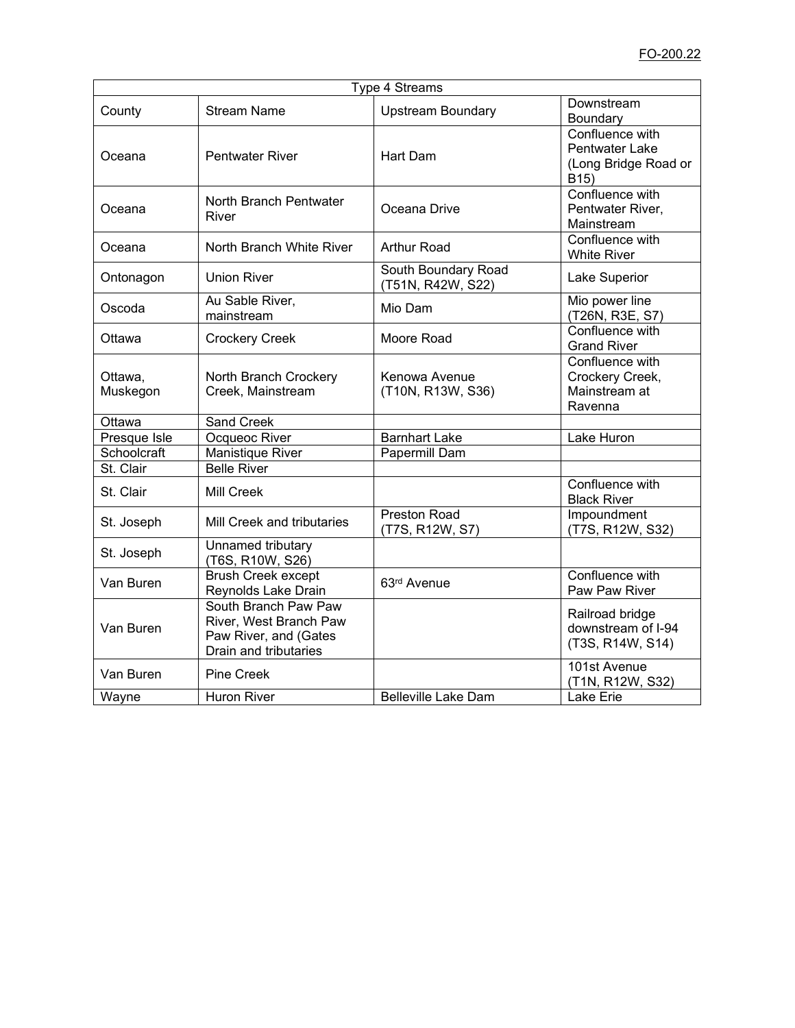| Type 4 Streams | | | |
|---|---|---|---|
| County | Stream Name | Upstream Boundary | Downstream Boundary |
| Oceana | Pentwater River | Hart Dam | Confluence with Pentwater Lake (Long Bridge Road or B15) |
| Oceana | North Branch Pentwater River | Oceana Drive | Confluence with Pentwater River, Mainstream |
| Oceana | North Branch White River | Arthur Road | Confluence with White River |
| Ontonagon | Union River | South Boundary Road (T51N, R42W, S22) | Lake Superior |
| Oscoda | Au Sable River, mainstream | Mio Dam | Mio power line (T26N, R3E, S7) |
| Ottawa | Crockery Creek | Moore Road | Confluence with Grand River |
| Ottawa, Muskegon | North Branch Crockery Creek, Mainstream | Kenowa Avenue (T10N, R13W, S36) | Confluence with Crockery Creek, Mainstream at Ravenna |
| Ottawa | Sand Creek | | |
| Presque Isle | Ocqueoc River | Barnhart Lake | Lake Huron |
| Schoolcraft | Manistique River | Papermill Dam | |
| St. Clair | Belle River | | |
| St. Clair | Mill Creek | | Confluence with Black River |
| St. Joseph | Mill Creek and tributaries | Preston Road (T7S, R12W, S7) | Impoundment (T7S, R12W, S32) |
| St. Joseph | Unnamed tributary (T6S, R10W, S26) | | |
| Van Buren | Brush Creek except Reynolds Lake Drain | 63rd Avenue | Confluence with Paw Paw River |
| Van Buren | South Branch Paw Paw River, West Branch Paw Paw River, and (Gates Drain and tributaries | | Railroad bridge downstream of I-94 (T3S, R14W, S14) |
| Van Buren | Pine Creek | | 101st Avenue (T1N, R12W, S32) |
| Wayne | Huron River | Belleville Lake Dam | Lake Erie |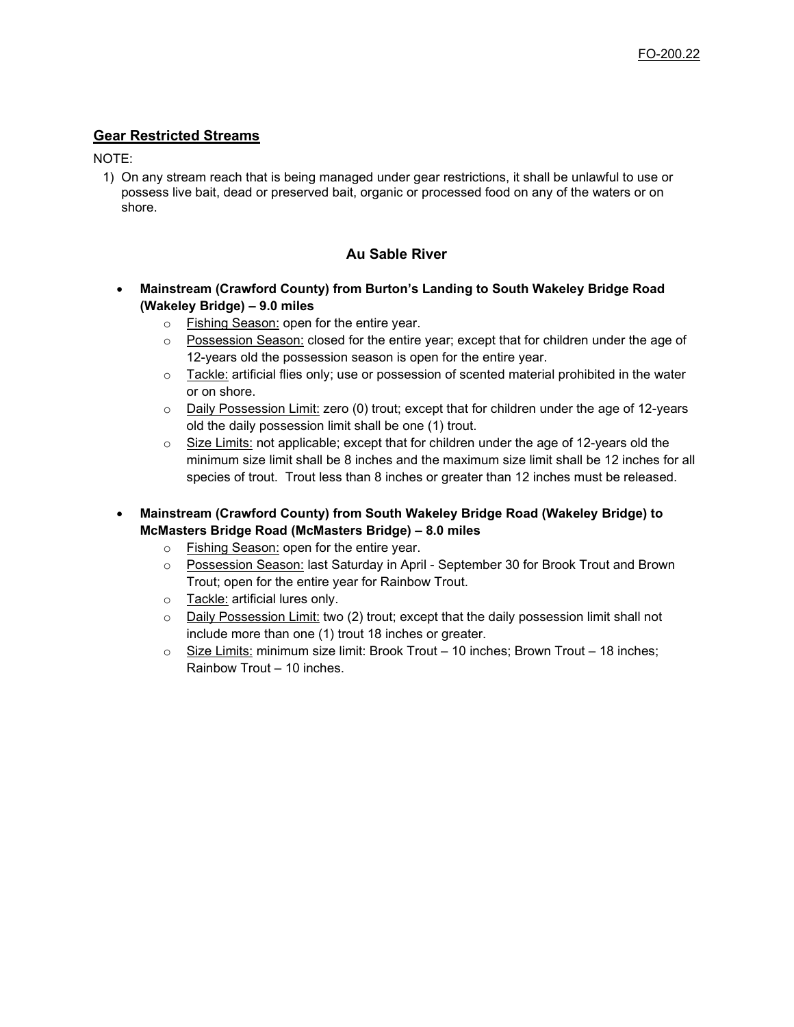## Gear Restricted Streams

NOTE:

1) On any stream reach that is being managed under gear restrictions, it shall be unlawful to use or possess live bait, dead or preserved bait, organic or processed food on any of the waters or on shore.

### Au Sable River

- **Mainstream (Crawford County) from Burton's Landing to South Wakeley Bridge Road (Wakeley Bridge) – 9.0 miles**
  - Fishing Season: open for the entire year.
  - Possession Season: closed for the entire year; except that for children under the age of 12-years old the possession season is open for the entire year.
  - Tackle: artificial flies only; use or possession of scented material prohibited in the water or on shore.
  - Daily Possession Limit: zero (0) trout; except that for children under the age of 12-years old the daily possession limit shall be one (1) trout.
  - Size Limits: not applicable; except that for children under the age of 12-years old the minimum size limit shall be 8 inches and the maximum size limit shall be 12 inches for all species of trout. Trout less than 8 inches or greater than 12 inches must be released.

- **Mainstream (Crawford County) from South Wakeley Bridge Road (Wakeley Bridge) to McMasters Bridge Road (McMasters Bridge) – 8.0 miles**
  - Fishing Season: open for the entire year.
  - Possession Season: last Saturday in April - September 30 for Brook Trout and Brown Trout; open for the entire year for Rainbow Trout.
  - Tackle: artificial lures only.
  - Daily Possession Limit: two (2) trout; except that the daily possession limit shall not include more than one (1) trout 18 inches or greater.
  - Size Limits: minimum size limit: Brook Trout – 10 inches; Brown Trout – 18 inches; Rainbow Trout – 10 inches.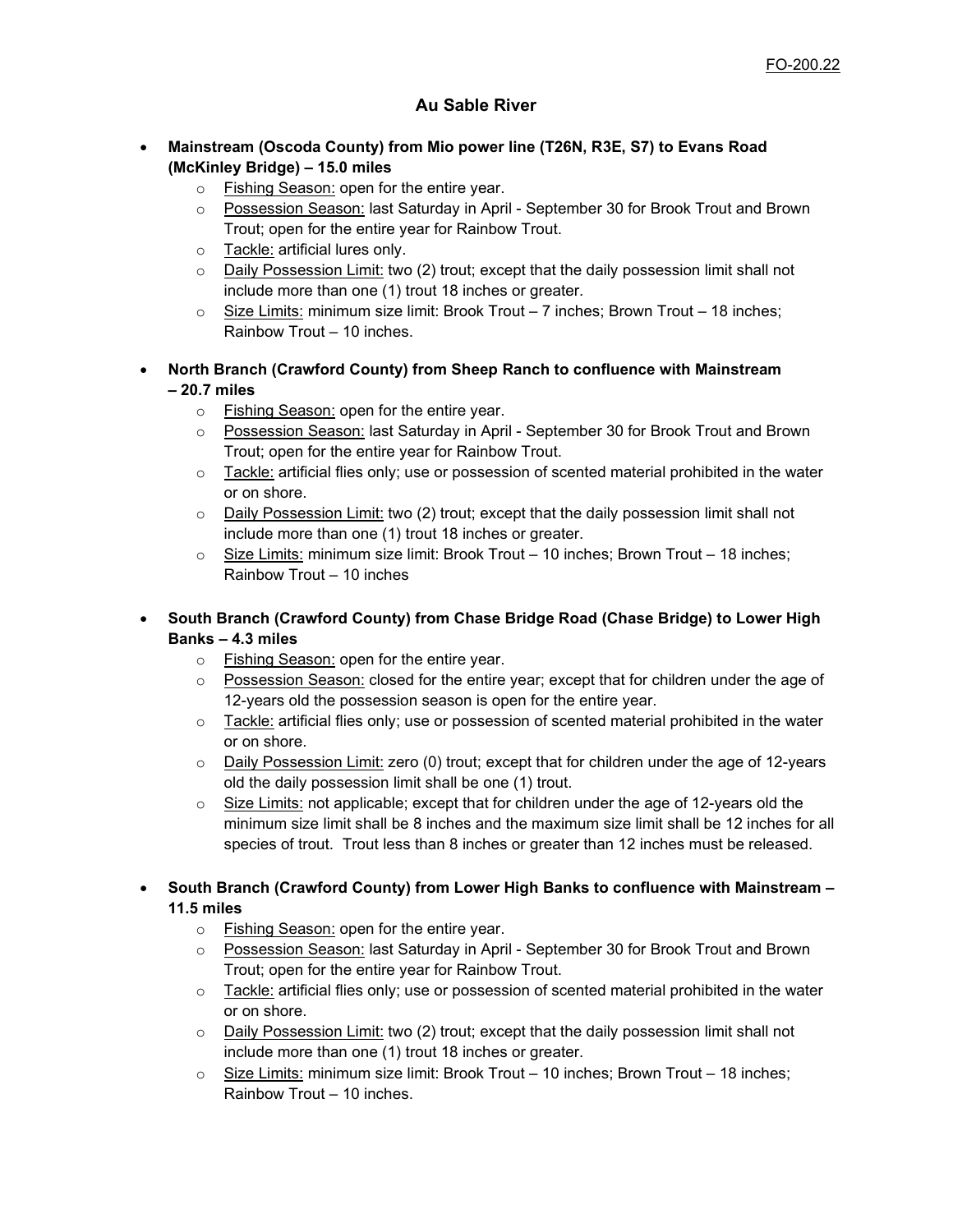FO-200.22

# Au Sable River

- **Mainstream (Oscoda County) from Mio power line (T26N, R3E, S7) to Evans Road (McKinley Bridge) – 15.0 miles**
  - Fishing Season: open for the entire year.
  - Possession Season: last Saturday in April - September 30 for Brook Trout and Brown Trout; open for the entire year for Rainbow Trout.
  - Tackle: artificial lures only.
  - Daily Possession Limit: two (2) trout; except that the daily possession limit shall not include more than one (1) trout 18 inches or greater.
  - Size Limits: minimum size limit: Brook Trout – 7 inches; Brown Trout – 18 inches; Rainbow Trout – 10 inches.

- **North Branch (Crawford County) from Sheep Ranch to confluence with Mainstream – 20.7 miles**
  - Fishing Season: open for the entire year.
  - Possession Season: last Saturday in April - September 30 for Brook Trout and Brown Trout; open for the entire year for Rainbow Trout.
  - Tackle: artificial flies only; use or possession of scented material prohibited in the water or on shore.
  - Daily Possession Limit: two (2) trout; except that the daily possession limit shall not include more than one (1) trout 18 inches or greater.
  - Size Limits: minimum size limit: Brook Trout – 10 inches; Brown Trout – 18 inches; Rainbow Trout – 10 inches

- **South Branch (Crawford County) from Chase Bridge Road (Chase Bridge) to Lower High Banks – 4.3 miles**
  - Fishing Season: open for the entire year.
  - Possession Season: closed for the entire year; except that for children under the age of 12-years old the possession season is open for the entire year.
  - Tackle: artificial flies only; use or possession of scented material prohibited in the water or on shore.
  - Daily Possession Limit: zero (0) trout; except that for children under the age of 12-years old the daily possession limit shall be one (1) trout.
  - Size Limits: not applicable; except that for children under the age of 12-years old the minimum size limit shall be 8 inches and the maximum size limit shall be 12 inches for all species of trout. Trout less than 8 inches or greater than 12 inches must be released.

- **South Branch (Crawford County) from Lower High Banks to confluence with Mainstream – 11.5 miles**
  - Fishing Season: open for the entire year.
  - Possession Season: last Saturday in April - September 30 for Brook Trout and Brown Trout; open for the entire year for Rainbow Trout.
  - Tackle: artificial flies only; use or possession of scented material prohibited in the water or on shore.
  - Daily Possession Limit: two (2) trout; except that the daily possession limit shall not include more than one (1) trout 18 inches or greater.
  - Size Limits: minimum size limit: Brook Trout – 10 inches; Brown Trout – 18 inches; Rainbow Trout – 10 inches.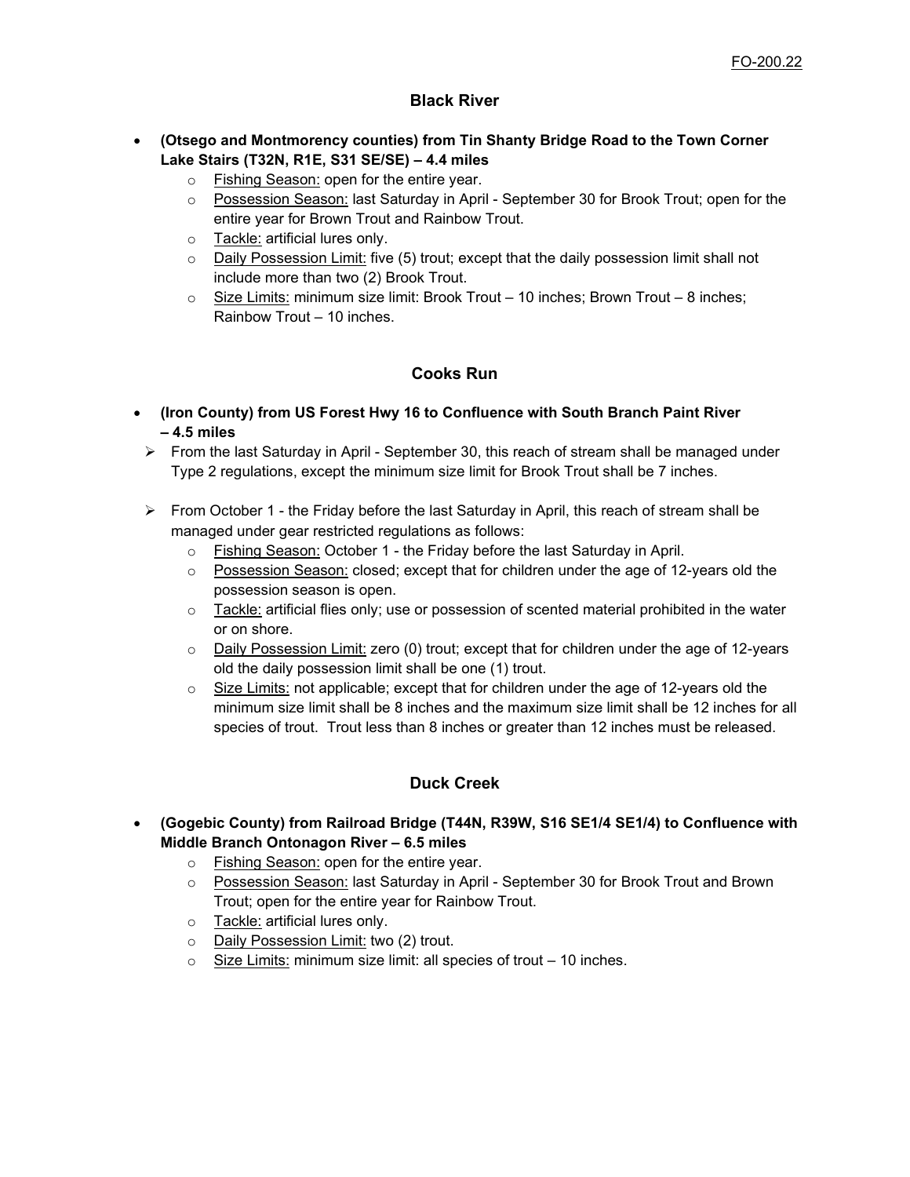## Black River

- **(Otsego and Montmorency counties) from Tin Shanty Bridge Road to the Town Corner Lake Stairs (T32N, R1E, S31 SE/SE) – 4.4 miles**
  - Fishing Season: open for the entire year.
  - Possession Season: last Saturday in April - September 30 for Brook Trout; open for the entire year for Brown Trout and Rainbow Trout.
  - Tackle: artificial lures only.
  - Daily Possession Limit: five (5) trout; except that the daily possession limit shall not include more than two (2) Brook Trout.
  - Size Limits: minimum size limit: Brook Trout – 10 inches; Brown Trout – 8 inches; Rainbow Trout – 10 inches.

## Cooks Run

- **(Iron County) from US Forest Hwy 16 to Confluence with South Branch Paint River – 4.5 miles**
  - From the last Saturday in April - September 30, this reach of stream shall be managed under Type 2 regulations, except the minimum size limit for Brook Trout shall be 7 inches.
  - From October 1 - the Friday before the last Saturday in April, this reach of stream shall be managed under gear restricted regulations as follows:
    - Fishing Season: October 1 - the Friday before the last Saturday in April.
    - Possession Season: closed; except that for children under the age of 12-years old the possession season is open.
    - Tackle: artificial flies only; use or possession of scented material prohibited in the water or on shore.
    - Daily Possession Limit: zero (0) trout; except that for children under the age of 12-years old the daily possession limit shall be one (1) trout.
    - Size Limits: not applicable; except that for children under the age of 12-years old the minimum size limit shall be 8 inches and the maximum size limit shall be 12 inches for all species of trout. Trout less than 8 inches or greater than 12 inches must be released.

## Duck Creek

- **(Gogebic County) from Railroad Bridge (T44N, R39W, S16 SE1/4 SE1/4) to Confluence with Middle Branch Ontonagon River – 6.5 miles**
  - Fishing Season: open for the entire year.
  - Possession Season: last Saturday in April - September 30 for Brook Trout and Brown Trout; open for the entire year for Rainbow Trout.
  - Tackle: artificial lures only.
  - Daily Possession Limit: two (2) trout.
  - Size Limits: minimum size limit: all species of trout – 10 inches.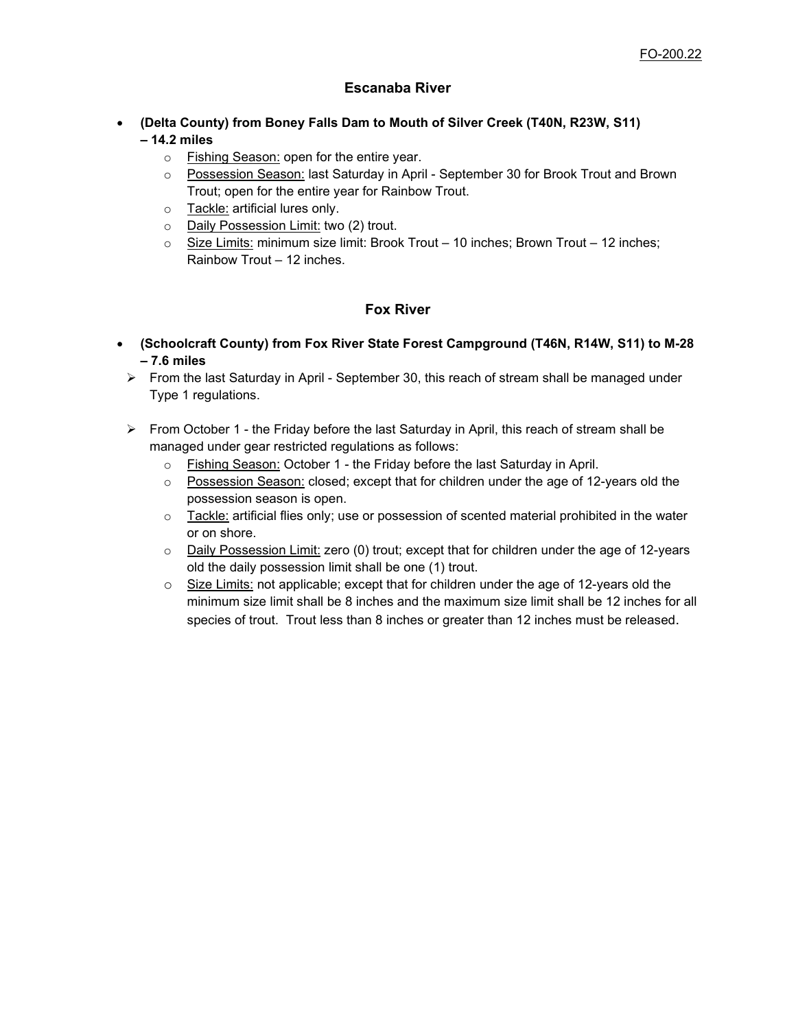## Escanaba River

- **(Delta County) from Boney Falls Dam to Mouth of Silver Creek (T40N, R23W, S11) – 14.2 miles**
  - Fishing Season: open for the entire year.
  - Possession Season: last Saturday in April - September 30 for Brook Trout and Brown Trout; open for the entire year for Rainbow Trout.
  - Tackle: artificial lures only.
  - Daily Possession Limit: two (2) trout.
  - Size Limits: minimum size limit: Brook Trout – 10 inches; Brown Trout – 12 inches; Rainbow Trout – 12 inches.

## Fox River

- **(Schoolcraft County) from Fox River State Forest Campground (T46N, R14W, S11) to M-28 – 7.6 miles**
  - From the last Saturday in April - September 30, this reach of stream shall be managed under Type 1 regulations.
  - From October 1 - the Friday before the last Saturday in April, this reach of stream shall be managed under gear restricted regulations as follows:
    - Fishing Season: October 1 - the Friday before the last Saturday in April.
    - Possession Season: closed; except that for children under the age of 12-years old the possession season is open.
    - Tackle: artificial flies only; use or possession of scented material prohibited in the water or on shore.
    - Daily Possession Limit: zero (0) trout; except that for children under the age of 12-years old the daily possession limit shall be one (1) trout.
    - Size Limits: not applicable; except that for children under the age of 12-years old the minimum size limit shall be 8 inches and the maximum size limit shall be 12 inches for all species of trout. Trout less than 8 inches or greater than 12 inches must be released.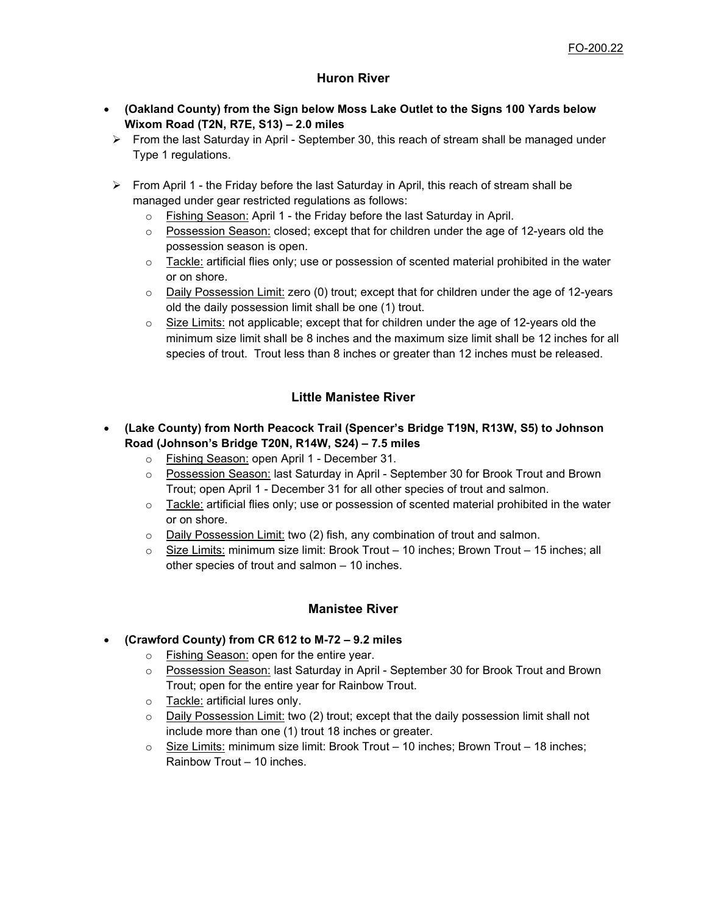## Huron River

- **(Oakland County) from the Sign below Moss Lake Outlet to the Signs 100 Yards below Wixom Road (T2N, R7E, S13) – 2.0 miles**
  - From the last Saturday in April - September 30, this reach of stream shall be managed under Type 1 regulations.
  - From April 1 - the Friday before the last Saturday in April, this reach of stream shall be managed under gear restricted regulations as follows:
    - Fishing Season: April 1 - the Friday before the last Saturday in April.
    - Possession Season: closed; except that for children under the age of 12-years old the possession season is open.
    - Tackle: artificial flies only; use or possession of scented material prohibited in the water or on shore.
    - Daily Possession Limit: zero (0) trout; except that for children under the age of 12-years old the daily possession limit shall be one (1) trout.
    - Size Limits: not applicable; except that for children under the age of 12-years old the minimum size limit shall be 8 inches and the maximum size limit shall be 12 inches for all species of trout. Trout less than 8 inches or greater than 12 inches must be released.

## Little Manistee River

- **(Lake County) from North Peacock Trail (Spencer's Bridge T19N, R13W, S5) to Johnson Road (Johnson's Bridge T20N, R14W, S24) – 7.5 miles**
  - Fishing Season: open April 1 - December 31.
  - Possession Season: last Saturday in April - September 30 for Brook Trout and Brown Trout; open April 1 - December 31 for all other species of trout and salmon.
  - Tackle: artificial flies only; use or possession of scented material prohibited in the water or on shore.
  - Daily Possession Limit: two (2) fish, any combination of trout and salmon.
  - Size Limits: minimum size limit: Brook Trout – 10 inches; Brown Trout – 15 inches; all other species of trout and salmon – 10 inches.

## Manistee River

- **(Crawford County) from CR 612 to M-72 – 9.2 miles**
  - Fishing Season: open for the entire year.
  - Possession Season: last Saturday in April - September 30 for Brook Trout and Brown Trout; open for the entire year for Rainbow Trout.
  - Tackle: artificial lures only.
  - Daily Possession Limit: two (2) trout; except that the daily possession limit shall not include more than one (1) trout 18 inches or greater.
  - Size Limits: minimum size limit: Brook Trout – 10 inches; Brown Trout – 18 inches; Rainbow Trout – 10 inches.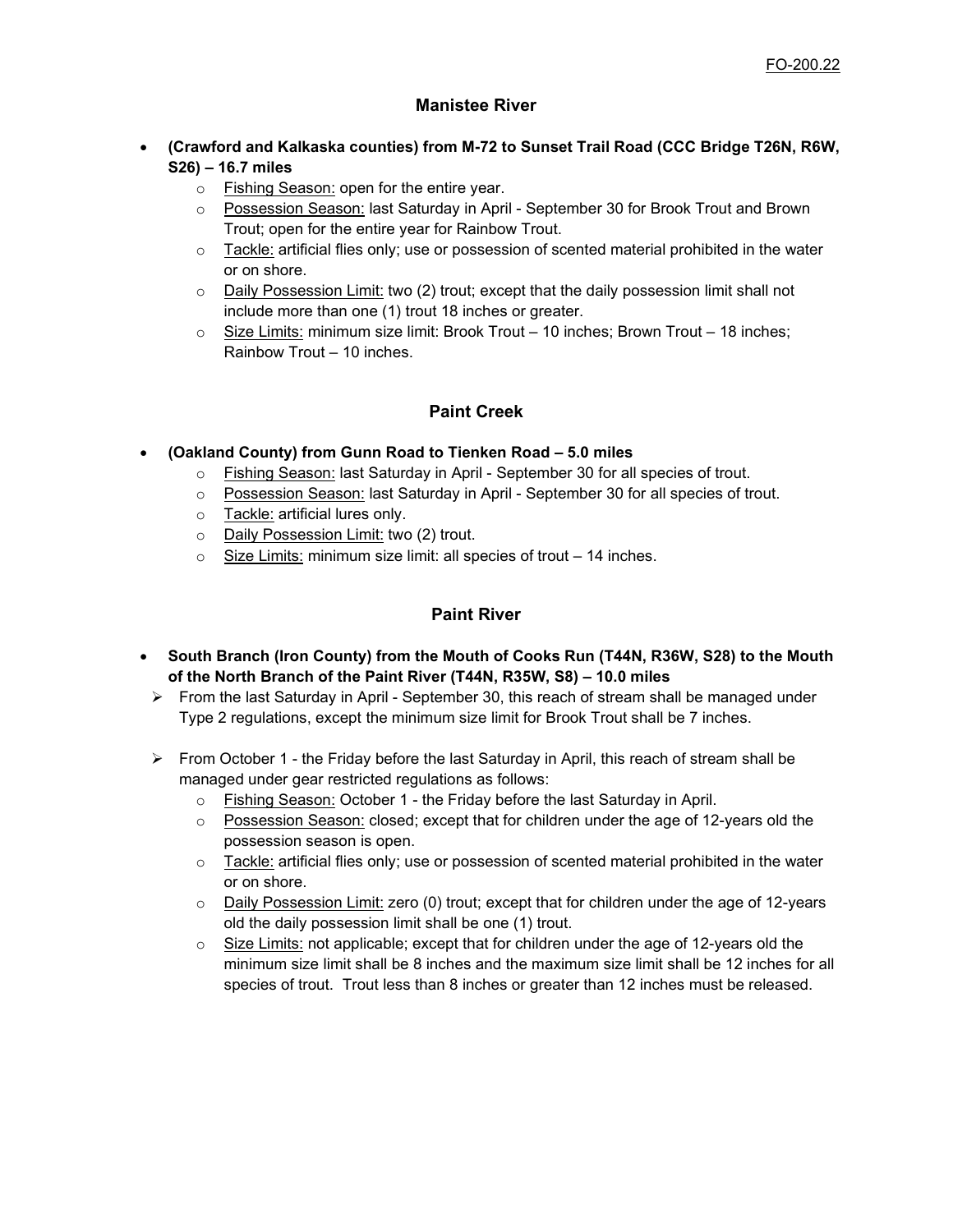## Manistee River

- **(Crawford and Kalkaska counties) from M-72 to Sunset Trail Road (CCC Bridge T26N, R6W, S26) – 16.7 miles**
    - Fishing Season: open for the entire year.
    - Possession Season: last Saturday in April - September 30 for Brook Trout and Brown Trout; open for the entire year for Rainbow Trout.
    - Tackle: artificial flies only; use or possession of scented material prohibited in the water or on shore.
    - Daily Possession Limit: two (2) trout; except that the daily possession limit shall not include more than one (1) trout 18 inches or greater.
    - Size Limits: minimum size limit: Brook Trout – 10 inches; Brown Trout – 18 inches; Rainbow Trout – 10 inches.

## Paint Creek

- **(Oakland County) from Gunn Road to Tienken Road – 5.0 miles**
    - Fishing Season: last Saturday in April - September 30 for all species of trout.
    - Possession Season: last Saturday in April - September 30 for all species of trout.
    - Tackle: artificial lures only.
    - Daily Possession Limit: two (2) trout.
    - Size Limits: minimum size limit: all species of trout – 14 inches.

## Paint River

- **South Branch (Iron County) from the Mouth of Cooks Run (T44N, R36W, S28) to the Mouth of the North Branch of the Paint River (T44N, R35W, S8) – 10.0 miles**
  - From the last Saturday in April - September 30, this reach of stream shall be managed under Type 2 regulations, except the minimum size limit for Brook Trout shall be 7 inches.
  - From October 1 - the Friday before the last Saturday in April, this reach of stream shall be managed under gear restricted regulations as follows:
    - Fishing Season: October 1 - the Friday before the last Saturday in April.
    - Possession Season: closed; except that for children under the age of 12-years old the possession season is open.
    - Tackle: artificial flies only; use or possession of scented material prohibited in the water or on shore.
    - Daily Possession Limit: zero (0) trout; except that for children under the age of 12-years old the daily possession limit shall be one (1) trout.
    - Size Limits: not applicable; except that for children under the age of 12-years old the minimum size limit shall be 8 inches and the maximum size limit shall be 12 inches for all species of trout. Trout less than 8 inches or greater than 12 inches must be released.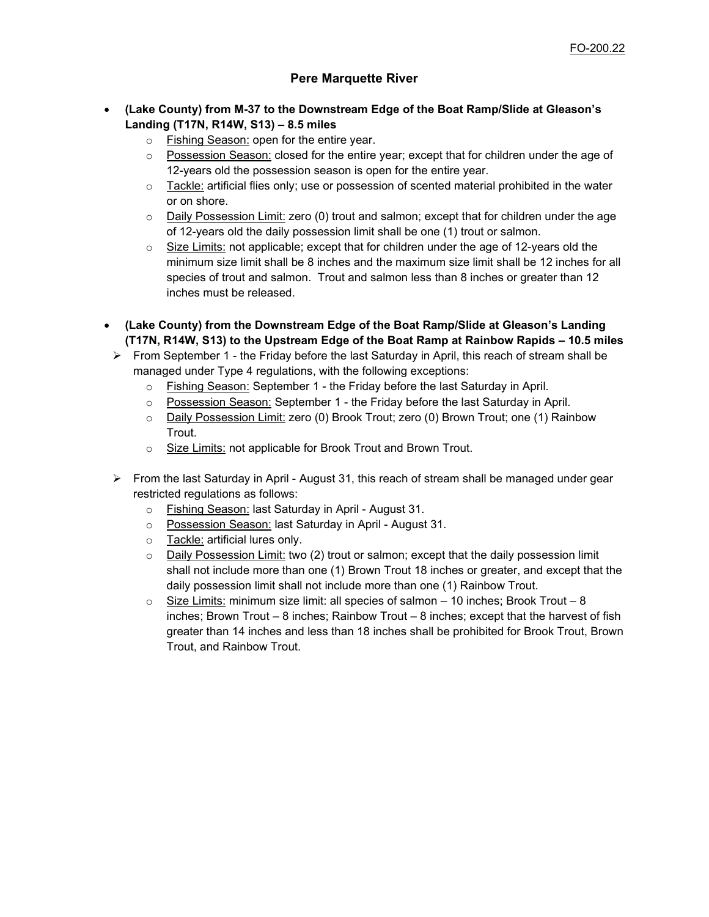## Pere Marquette River

- **(Lake County) from M-37 to the Downstream Edge of the Boat Ramp/Slide at Gleason's Landing (T17N, R14W, S13) – 8.5 miles**
    - Fishing Season: open for the entire year.
    - Possession Season: closed for the entire year; except that for children under the age of 12-years old the possession season is open for the entire year.
    - Tackle: artificial flies only; use or possession of scented material prohibited in the water or on shore.
    - Daily Possession Limit: zero (0) trout and salmon; except that for children under the age of 12-years old the daily possession limit shall be one (1) trout or salmon.
    - Size Limits: not applicable; except that for children under the age of 12-years old the minimum size limit shall be 8 inches and the maximum size limit shall be 12 inches for all species of trout and salmon. Trout and salmon less than 8 inches or greater than 12 inches must be released.

- **(Lake County) from the Downstream Edge of the Boat Ramp/Slide at Gleason's Landing (T17N, R14W, S13) to the Upstream Edge of the Boat Ramp at Rainbow Rapids – 10.5 miles**
  - From September 1 - the Friday before the last Saturday in April, this reach of stream shall be managed under Type 4 regulations, with the following exceptions:
    - Fishing Season: September 1 - the Friday before the last Saturday in April.
    - Possession Season: September 1 - the Friday before the last Saturday in April.
    - Daily Possession Limit: zero (0) Brook Trout; zero (0) Brown Trout; one (1) Rainbow Trout.
    - Size Limits: not applicable for Brook Trout and Brown Trout.

  - From the last Saturday in April - August 31, this reach of stream shall be managed under gear restricted regulations as follows:
    - Fishing Season: last Saturday in April - August 31.
    - Possession Season: last Saturday in April - August 31.
    - Tackle: artificial lures only.
    - Daily Possession Limit: two (2) trout or salmon; except that the daily possession limit shall not include more than one (1) Brown Trout 18 inches or greater, and except that the daily possession limit shall not include more than one (1) Rainbow Trout.
    - Size Limits: minimum size limit: all species of salmon – 10 inches; Brook Trout – 8 inches; Brown Trout – 8 inches; Rainbow Trout – 8 inches; except that the harvest of fish greater than 14 inches and less than 18 inches shall be prohibited for Brook Trout, Brown Trout, and Rainbow Trout.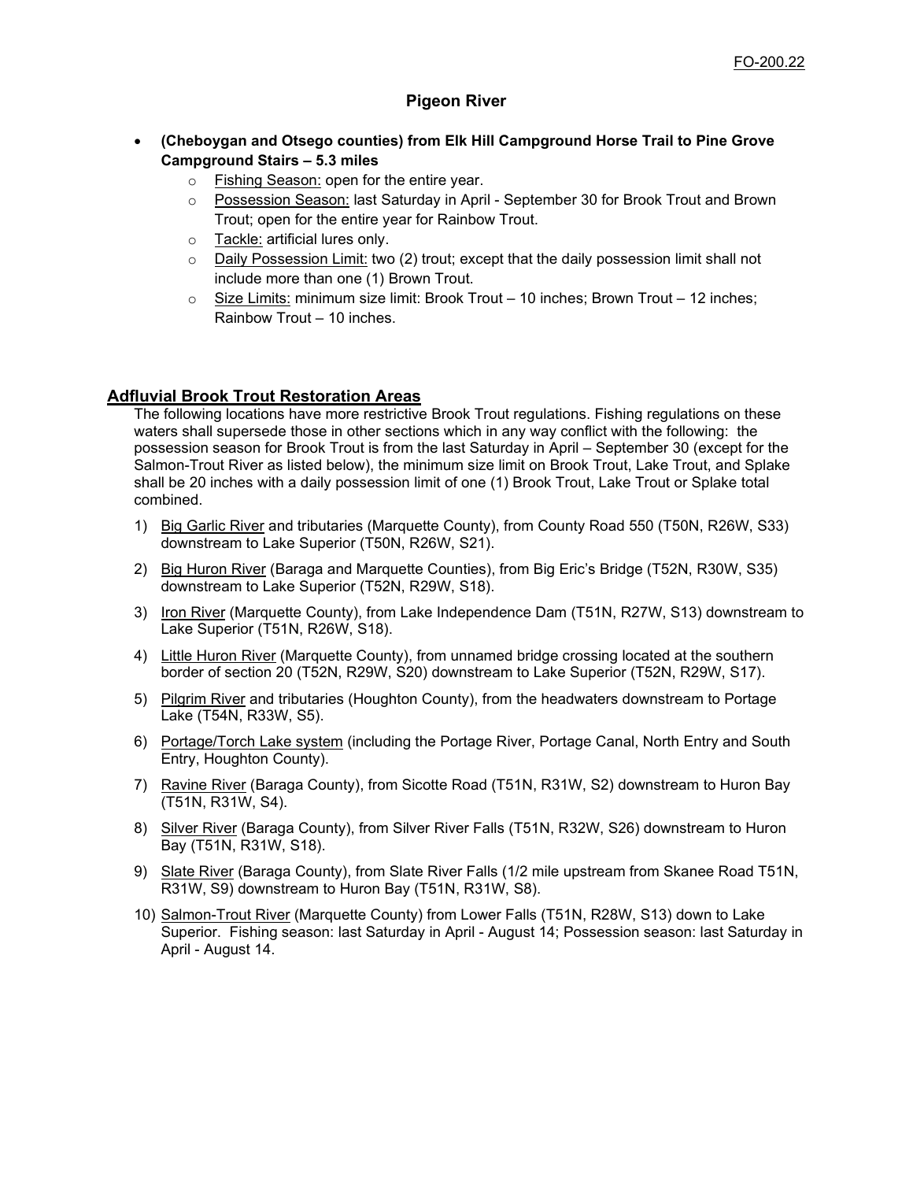### Pigeon River

- **(Cheboygan and Otsego counties) from Elk Hill Campground Horse Trail to Pine Grove Campground Stairs – 5.3 miles**
  - Fishing Season: open for the entire year.
  - Possession Season: last Saturday in April - September 30 for Brook Trout and Brown Trout; open for the entire year for Rainbow Trout.
  - Tackle: artificial lures only.
  - Daily Possession Limit: two (2) trout; except that the daily possession limit shall not include more than one (1) Brown Trout.
  - Size Limits: minimum size limit: Brook Trout – 10 inches; Brown Trout – 12 inches; Rainbow Trout – 10 inches.

## Adfluvial Brook Trout Restoration Areas

The following locations have more restrictive Brook Trout regulations. Fishing regulations on these waters shall supersede those in other sections which in any way conflict with the following: the possession season for Brook Trout is from the last Saturday in April – September 30 (except for the Salmon-Trout River as listed below), the minimum size limit on Brook Trout, Lake Trout, and Splake shall be 20 inches with a daily possession limit of one (1) Brook Trout, Lake Trout or Splake total combined.

1) Big Garlic River and tributaries (Marquette County), from County Road 550 (T50N, R26W, S33) downstream to Lake Superior (T50N, R26W, S21).
2) Big Huron River (Baraga and Marquette Counties), from Big Eric's Bridge (T52N, R30W, S35) downstream to Lake Superior (T52N, R29W, S18).
3) Iron River (Marquette County), from Lake Independence Dam (T51N, R27W, S13) downstream to Lake Superior (T51N, R26W, S18).
4) Little Huron River (Marquette County), from unnamed bridge crossing located at the southern border of section 20 (T52N, R29W, S20) downstream to Lake Superior (T52N, R29W, S17).
5) Pilgrim River and tributaries (Houghton County), from the headwaters downstream to Portage Lake (T54N, R33W, S5).
6) Portage/Torch Lake system (including the Portage River, Portage Canal, North Entry and South Entry, Houghton County).
7) Ravine River (Baraga County), from Sicotte Road (T51N, R31W, S2) downstream to Huron Bay (T51N, R31W, S4).
8) Silver River (Baraga County), from Silver River Falls (T51N, R32W, S26) downstream to Huron Bay (T51N, R31W, S18).
9) Slate River (Baraga County), from Slate River Falls (1/2 mile upstream from Skanee Road T51N, R31W, S9) downstream to Huron Bay (T51N, R31W, S8).
10) Salmon-Trout River (Marquette County) from Lower Falls (T51N, R28W, S13) down to Lake Superior. Fishing season: last Saturday in April - August 14; Possession season: last Saturday in April - August 14.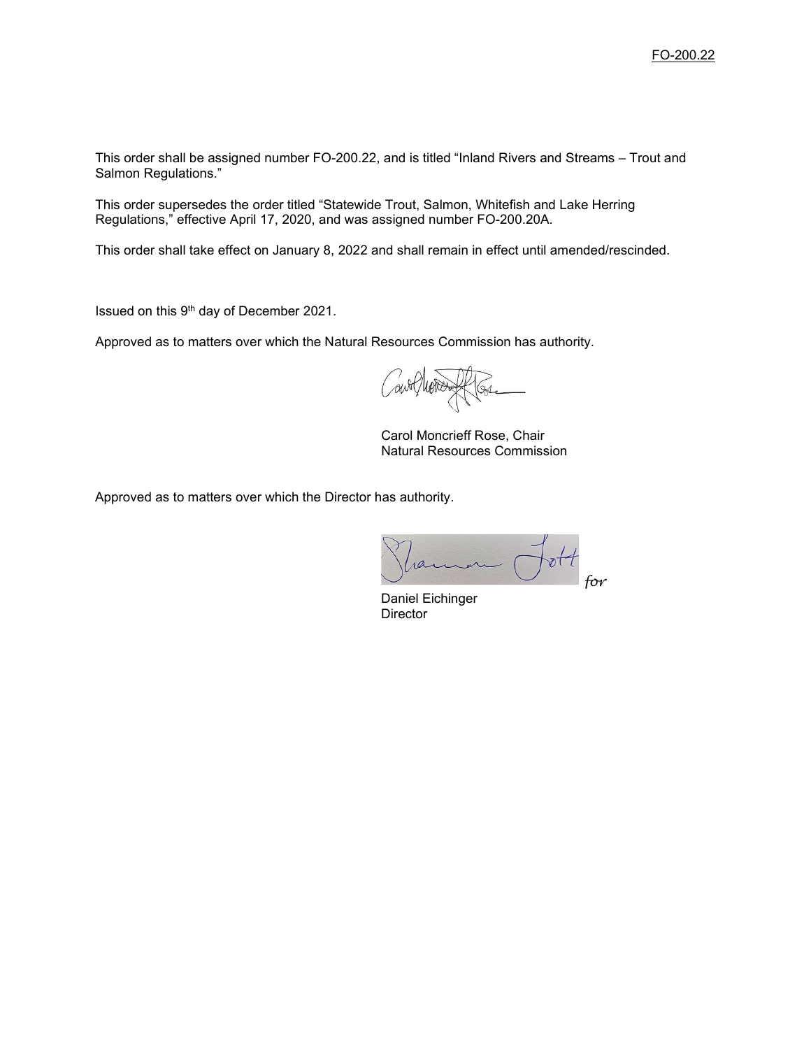This order shall be assigned number FO-200.22, and is titled “Inland Rivers and Streams – Trout and Salmon Regulations.”

This order supersedes the order titled “Statewide Trout, Salmon, Whitefish and Lake Herring Regulations,” effective April 17, 2020, and was assigned number FO-200.20A.

This order shall take effect on January 8, 2022 and shall remain in effect until amended/rescinded.

Issued on this 9th day of December 2021.

Approved as to matters over which the Natural Resources Commission has authority.

Carol Moncrieff Rose, Chair
Natural Resources Commission

Approved as to matters over which the Director has authority.

*for*

Daniel Eichinger
Director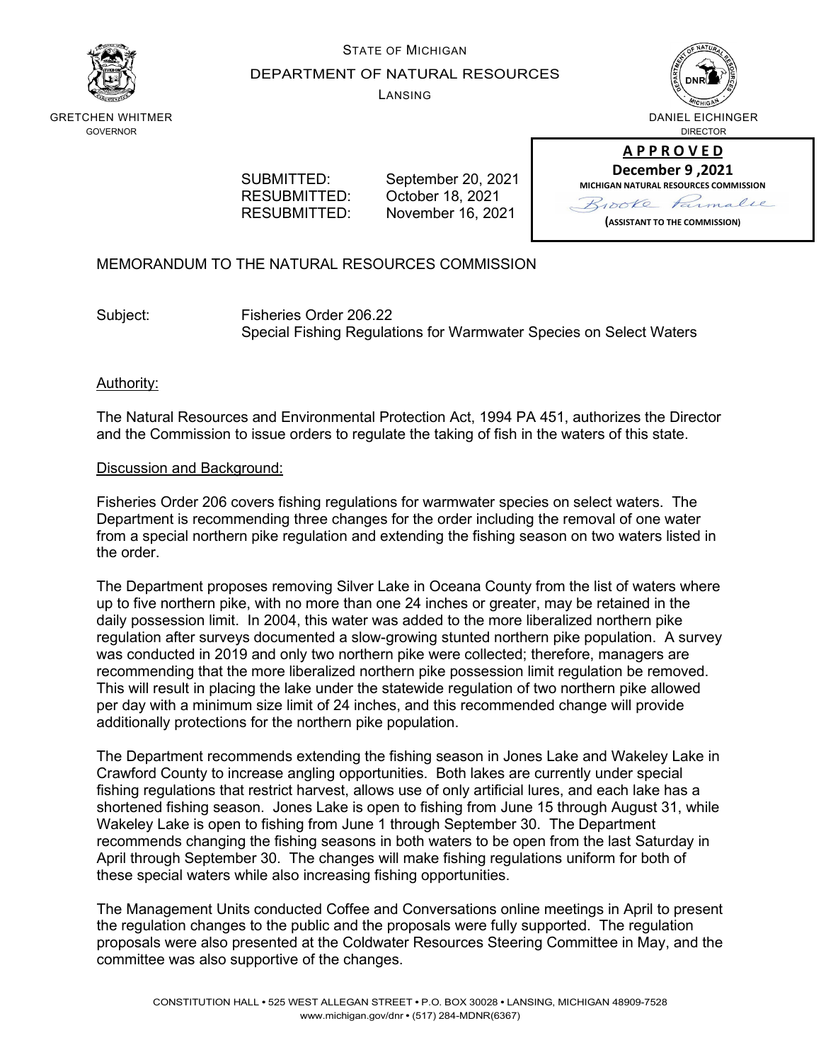STATE OF MICHIGAN

DEPARTMENT OF NATURAL RESOURCES

LANSING

GRETCHEN WHITMER
GOVERNOR

DANIEL EICHINGER
DIRECTOR

**APPROVED**
**December 9 ,2021**
**MICHIGAN NATURAL RESOURCES COMMISSION**
Brooke Parmalee
**(ASSISTANT TO THE COMMISSION)**

SUBMITTED: September 20, 2021
RESUBMITTED: October 18, 2021
RESUBMITTED: November 16, 2021

MEMORANDUM TO THE NATURAL RESOURCES COMMISSION

Subject: Fisheries Order 206.22
Special Fishing Regulations for Warmwater Species on Select Waters

Authority:

The Natural Resources and Environmental Protection Act, 1994 PA 451, authorizes the Director and the Commission to issue orders to regulate the taking of fish in the waters of this state.

Discussion and Background:

Fisheries Order 206 covers fishing regulations for warmwater species on select waters. The Department is recommending three changes for the order including the removal of one water from a special northern pike regulation and extending the fishing season on two waters listed in the order.

The Department proposes removing Silver Lake in Oceana County from the list of waters where up to five northern pike, with no more than one 24 inches or greater, may be retained in the daily possession limit. In 2004, this water was added to the more liberalized northern pike regulation after surveys documented a slow-growing stunted northern pike population. A survey was conducted in 2019 and only two northern pike were collected; therefore, managers are recommending that the more liberalized northern pike possession limit regulation be removed. This will result in placing the lake under the statewide regulation of two northern pike allowed per day with a minimum size limit of 24 inches, and this recommended change will provide additionally protections for the northern pike population.

The Department recommends extending the fishing season in Jones Lake and Wakeley Lake in Crawford County to increase angling opportunities. Both lakes are currently under special fishing regulations that restrict harvest, allows use of only artificial lures, and each lake has a shortened fishing season. Jones Lake is open to fishing from June 15 through August 31, while Wakeley Lake is open to fishing from June 1 through September 30. The Department recommends changing the fishing seasons in both waters to be open from the last Saturday in April through September 30. The changes will make fishing regulations uniform for both of these special waters while also increasing fishing opportunities.

The Management Units conducted Coffee and Conversations online meetings in April to present the regulation changes to the public and the proposals were fully supported. The regulation proposals were also presented at the Coldwater Resources Steering Committee in May, and the committee was also supportive of the changes.

CONSTITUTION HALL • 525 WEST ALLEGAN STREET • P.O. BOX 30028 • LANSING, MICHIGAN 48909-7528
www.michigan.gov/dnr • (517) 284-MDNR(6367)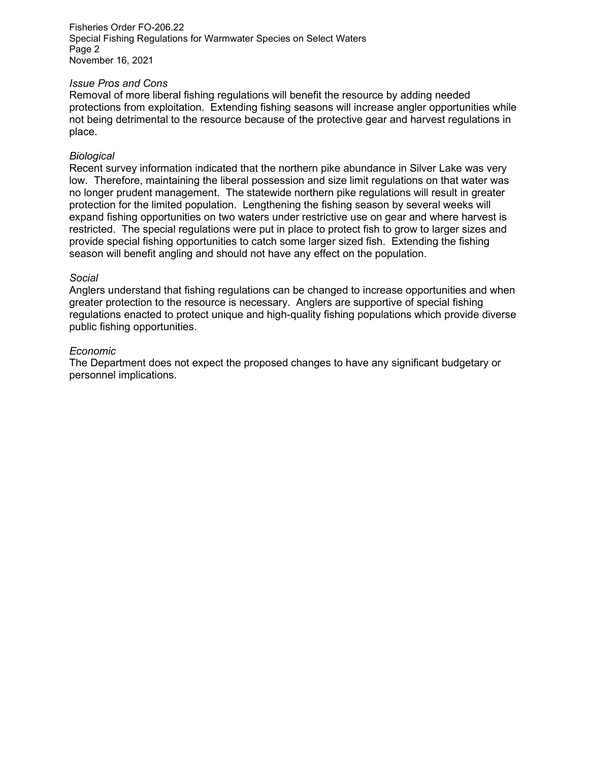*Issue Pros and Cons*
Removal of more liberal fishing regulations will benefit the resource by adding needed protections from exploitation. Extending fishing seasons will increase angler opportunities while not being detrimental to the resource because of the protective gear and harvest regulations in place.

*Biological*
Recent survey information indicated that the northern pike abundance in Silver Lake was very low. Therefore, maintaining the liberal possession and size limit regulations on that water was no longer prudent management. The statewide northern pike regulations will result in greater protection for the limited population. Lengthening the fishing season by several weeks will expand fishing opportunities on two waters under restrictive use on gear and where harvest is restricted. The special regulations were put in place to protect fish to grow to larger sizes and provide special fishing opportunities to catch some larger sized fish. Extending the fishing season will benefit angling and should not have any effect on the population.

*Social*
Anglers understand that fishing regulations can be changed to increase opportunities and when greater protection to the resource is necessary. Anglers are supportive of special fishing regulations enacted to protect unique and high-quality fishing populations which provide diverse public fishing opportunities.

*Economic*
The Department does not expect the proposed changes to have any significant budgetary or personnel implications.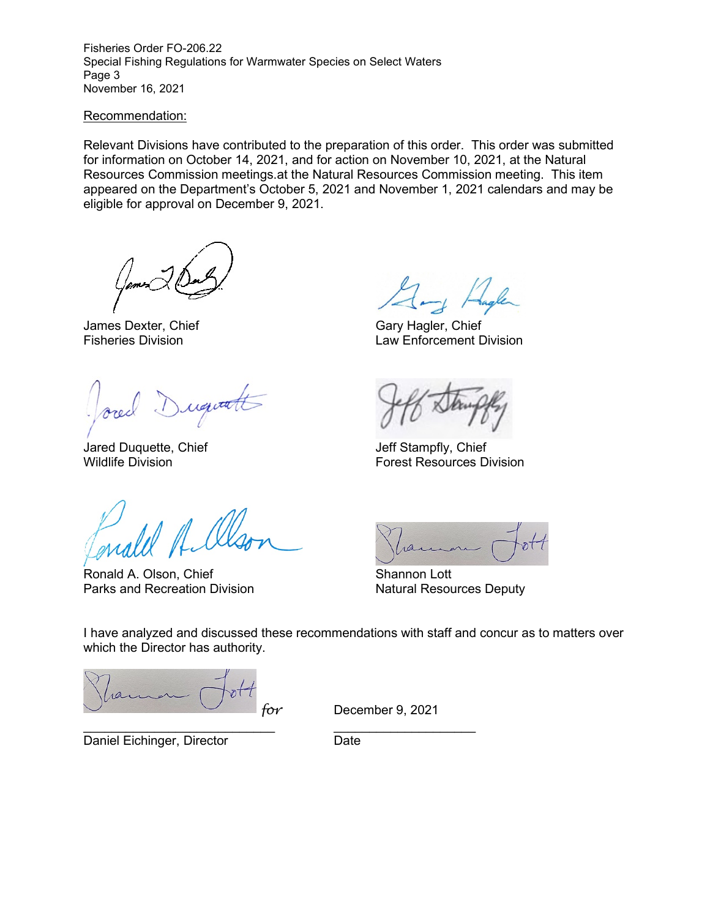Recommendation:

Relevant Divisions have contributed to the preparation of this order. This order was submitted for information on October 14, 2021, and for action on November 10, 2021, at the Natural Resources Commission meetings.at the Natural Resources Commission meeting. This item appeared on the Department's October 5, 2021 and November 1, 2021 calendars and may be eligible for approval on December 9, 2021.

James Dexter, Chief
Fisheries Division

Gary Hagler, Chief
Law Enforcement Division

Jared Duquette, Chief
Wildlife Division

Jeff Stampfly, Chief
Forest Resources Division

Ronald A. Olson, Chief
Parks and Recreation Division

Shannon Lott
Natural Resources Deputy

I have analyzed and discussed these recommendations with staff and concur as to matters over which the Director has authority.

*for*

Daniel Eichinger, Director

December 9, 2021

Date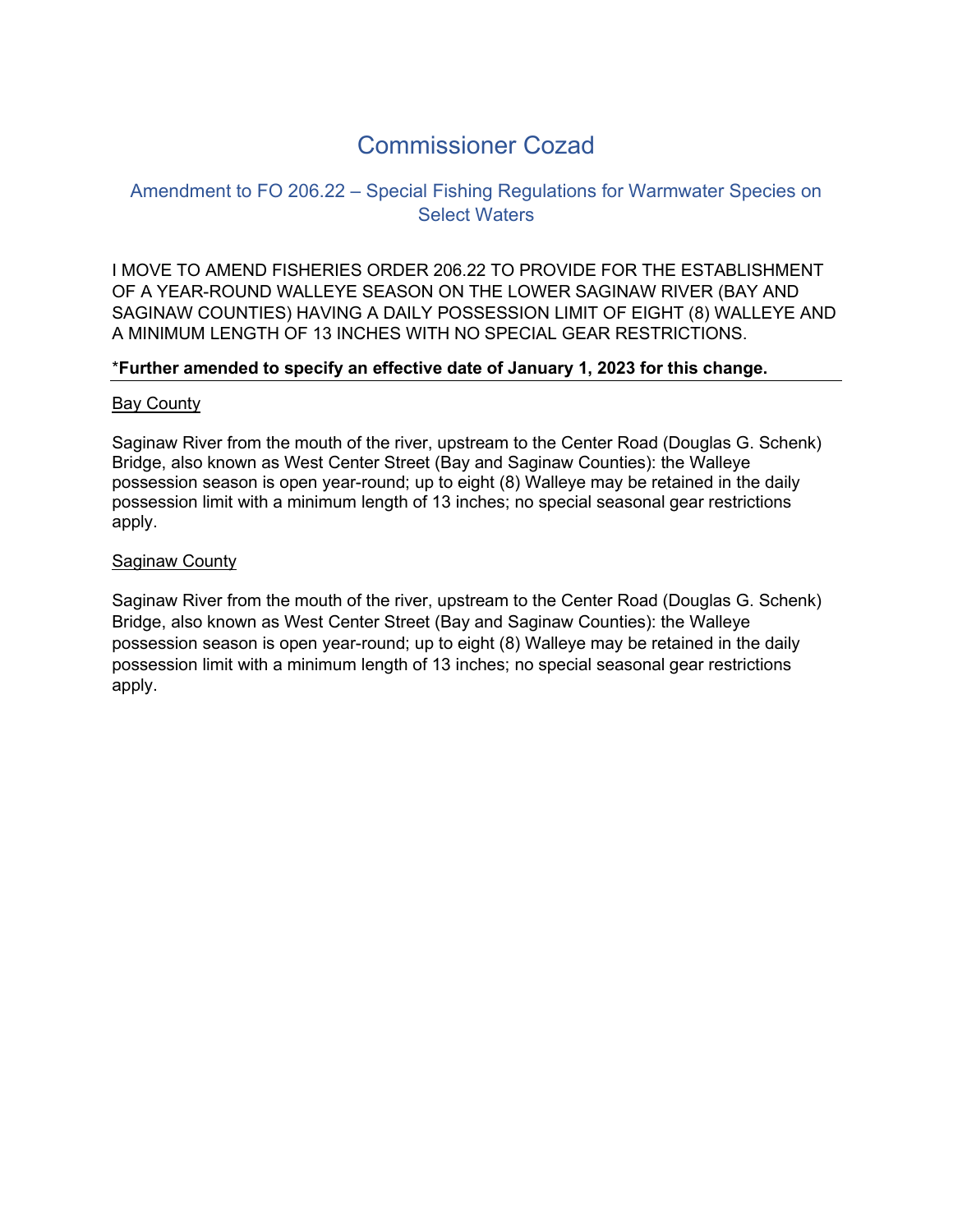# Commissioner Cozad

## Amendment to FO 206.22 – Special Fishing Regulations for Warmwater Species on Select Waters

I MOVE TO AMEND FISHERIES ORDER 206.22 TO PROVIDE FOR THE ESTABLISHMENT OF A YEAR-ROUND WALLEYE SEASON ON THE LOWER SAGINAW RIVER (BAY AND SAGINAW COUNTIES) HAVING A DAILY POSSESSION LIMIT OF EIGHT (8) WALLEYE AND A MINIMUM LENGTH OF 13 INCHES WITH NO SPECIAL GEAR RESTRICTIONS.

*__Further amended to specify an effective date of January 1, 2023 for this change.__

---

<u>Bay County</u>

Saginaw River from the mouth of the river, upstream to the Center Road (Douglas G. Schenk) Bridge, also known as West Center Street (Bay and Saginaw Counties): the Walleye possession season is open year-round; up to eight (8) Walleye may be retained in the daily possession limit with a minimum length of 13 inches; no special seasonal gear restrictions apply.

<u>Saginaw County</u>

Saginaw River from the mouth of the river, upstream to the Center Road (Douglas G. Schenk) Bridge, also known as West Center Street (Bay and Saginaw Counties): the Walleye possession season is open year-round; up to eight (8) Walleye may be retained in the daily possession limit with a minimum length of 13 inches; no special seasonal gear restrictions apply.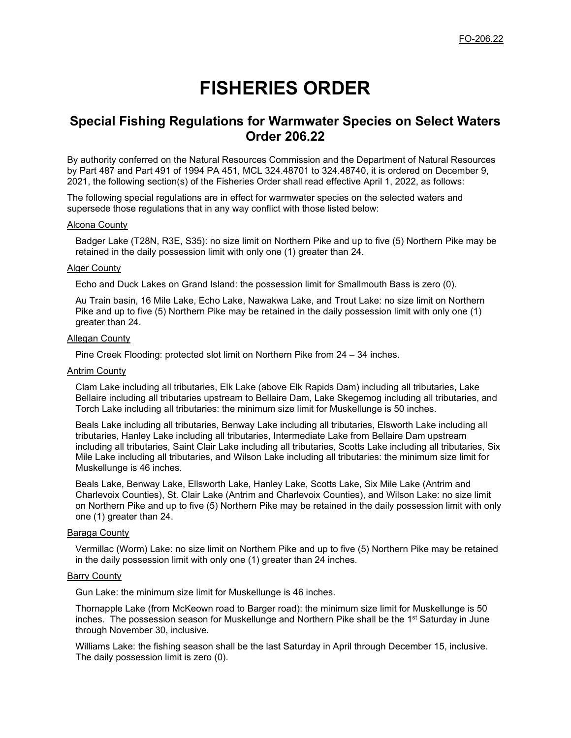FO-206.22

# FISHERIES ORDER

## Special Fishing Regulations for Warmwater Species on Select Waters Order 206.22

By authority conferred on the Natural Resources Commission and the Department of Natural Resources by Part 487 and Part 491 of 1994 PA 451, MCL 324.48701 to 324.48740, it is ordered on December 9, 2021, the following section(s) of the Fisheries Order shall read effective April 1, 2022, as follows:

The following special regulations are in effect for warmwater species on the selected waters and supersede those regulations that in any way conflict with those listed below:

Alcona County

Badger Lake (T28N, R3E, S35): no size limit on Northern Pike and up to five (5) Northern Pike may be retained in the daily possession limit with only one (1) greater than 24.

Alger County

Echo and Duck Lakes on Grand Island: the possession limit for Smallmouth Bass is zero (0).

Au Train basin, 16 Mile Lake, Echo Lake, Nawakwa Lake, and Trout Lake: no size limit on Northern Pike and up to five (5) Northern Pike may be retained in the daily possession limit with only one (1) greater than 24.

Allegan County

Pine Creek Flooding: protected slot limit on Northern Pike from 24 – 34 inches.

Antrim County

Clam Lake including all tributaries, Elk Lake (above Elk Rapids Dam) including all tributaries, Lake Bellaire including all tributaries upstream to Bellaire Dam, Lake Skegemog including all tributaries, and Torch Lake including all tributaries: the minimum size limit for Muskellunge is 50 inches.

Beals Lake including all tributaries, Benway Lake including all tributaries, Elsworth Lake including all tributaries, Hanley Lake including all tributaries, Intermediate Lake from Bellaire Dam upstream including all tributaries, Saint Clair Lake including all tributaries, Scotts Lake including all tributaries, Six Mile Lake including all tributaries, and Wilson Lake including all tributaries: the minimum size limit for Muskellunge is 46 inches.

Beals Lake, Benway Lake, Ellsworth Lake, Hanley Lake, Scotts Lake, Six Mile Lake (Antrim and Charlevoix Counties), St. Clair Lake (Antrim and Charlevoix Counties), and Wilson Lake: no size limit on Northern Pike and up to five (5) Northern Pike may be retained in the daily possession limit with only one (1) greater than 24.

Baraga County

Vermillac (Worm) Lake: no size limit on Northern Pike and up to five (5) Northern Pike may be retained in the daily possession limit with only one (1) greater than 24 inches.

Barry County

Gun Lake: the minimum size limit for Muskellunge is 46 inches.

Thornapple Lake (from McKeown road to Barger road): the minimum size limit for Muskellunge is 50 inches. The possession season for Muskellunge and Northern Pike shall be the 1st Saturday in June through November 30, inclusive.

Williams Lake: the fishing season shall be the last Saturday in April through December 15, inclusive. The daily possession limit is zero (0).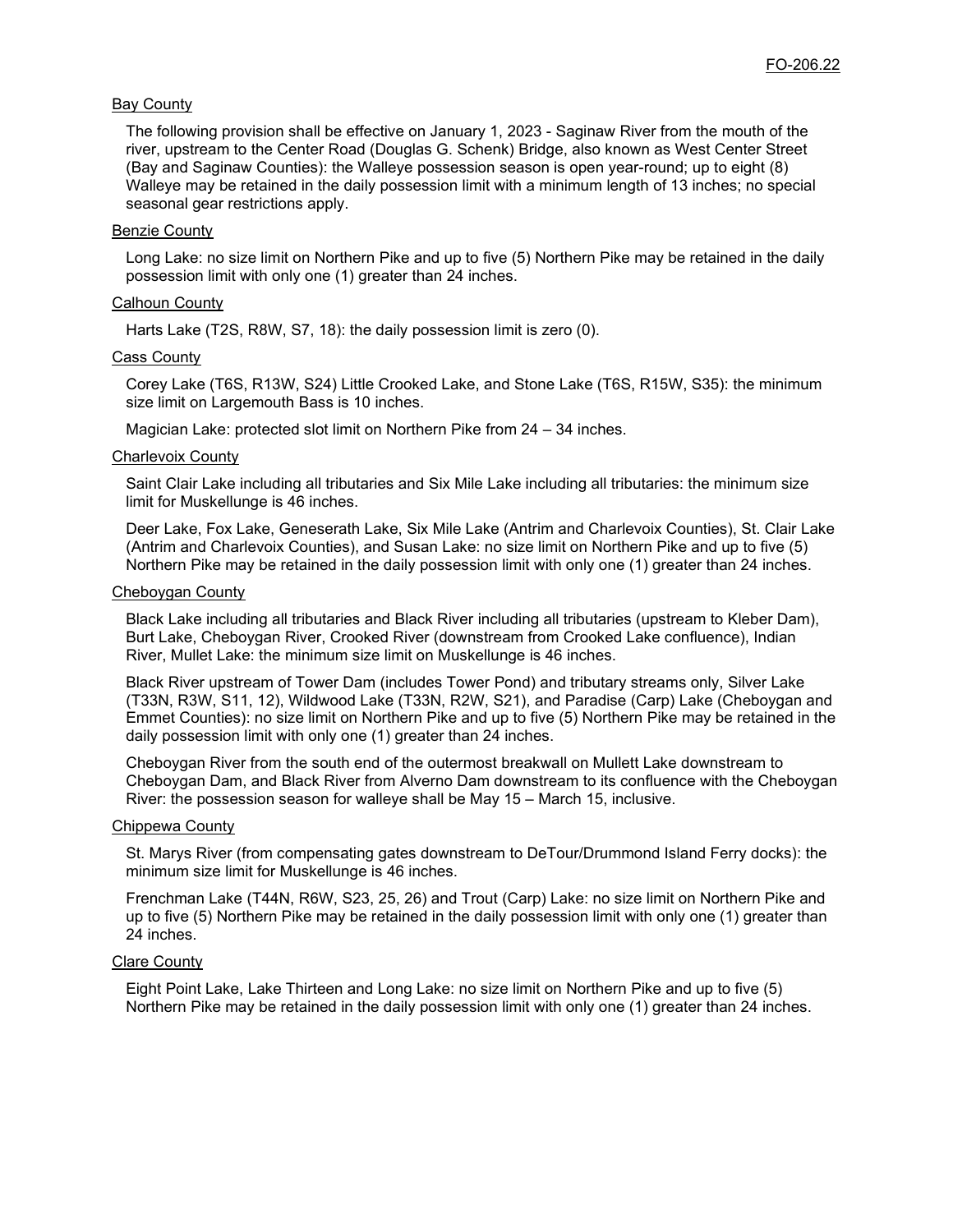Bay County

The following provision shall be effective on January 1, 2023 - Saginaw River from the mouth of the river, upstream to the Center Road (Douglas G. Schenk) Bridge, also known as West Center Street (Bay and Saginaw Counties): the Walleye possession season is open year-round; up to eight (8) Walleye may be retained in the daily possession limit with a minimum length of 13 inches; no special seasonal gear restrictions apply.

Benzie County

Long Lake: no size limit on Northern Pike and up to five (5) Northern Pike may be retained in the daily possession limit with only one (1) greater than 24 inches.

Calhoun County

Harts Lake (T2S, R8W, S7, 18): the daily possession limit is zero (0).

Cass County

Corey Lake (T6S, R13W, S24) Little Crooked Lake, and Stone Lake (T6S, R15W, S35): the minimum size limit on Largemouth Bass is 10 inches.

Magician Lake: protected slot limit on Northern Pike from 24 – 34 inches.

Charlevoix County

Saint Clair Lake including all tributaries and Six Mile Lake including all tributaries: the minimum size limit for Muskellunge is 46 inches.

Deer Lake, Fox Lake, Geneserath Lake, Six Mile Lake (Antrim and Charlevoix Counties), St. Clair Lake (Antrim and Charlevoix Counties), and Susan Lake: no size limit on Northern Pike and up to five (5) Northern Pike may be retained in the daily possession limit with only one (1) greater than 24 inches.

Cheboygan County

Black Lake including all tributaries and Black River including all tributaries (upstream to Kleber Dam), Burt Lake, Cheboygan River, Crooked River (downstream from Crooked Lake confluence), Indian River, Mullet Lake: the minimum size limit on Muskellunge is 46 inches.

Black River upstream of Tower Dam (includes Tower Pond) and tributary streams only, Silver Lake (T33N, R3W, S11, 12), Wildwood Lake (T33N, R2W, S21), and Paradise (Carp) Lake (Cheboygan and Emmet Counties): no size limit on Northern Pike and up to five (5) Northern Pike may be retained in the daily possession limit with only one (1) greater than 24 inches.

Cheboygan River from the south end of the outermost breakwall on Mullett Lake downstream to Cheboygan Dam, and Black River from Alverno Dam downstream to its confluence with the Cheboygan River: the possession season for walleye shall be May 15 – March 15, inclusive.

Chippewa County

St. Marys River (from compensating gates downstream to DeTour/Drummond Island Ferry docks): the minimum size limit for Muskellunge is 46 inches.

Frenchman Lake (T44N, R6W, S23, 25, 26) and Trout (Carp) Lake: no size limit on Northern Pike and up to five (5) Northern Pike may be retained in the daily possession limit with only one (1) greater than 24 inches.

Clare County

Eight Point Lake, Lake Thirteen and Long Lake: no size limit on Northern Pike and up to five (5) Northern Pike may be retained in the daily possession limit with only one (1) greater than 24 inches.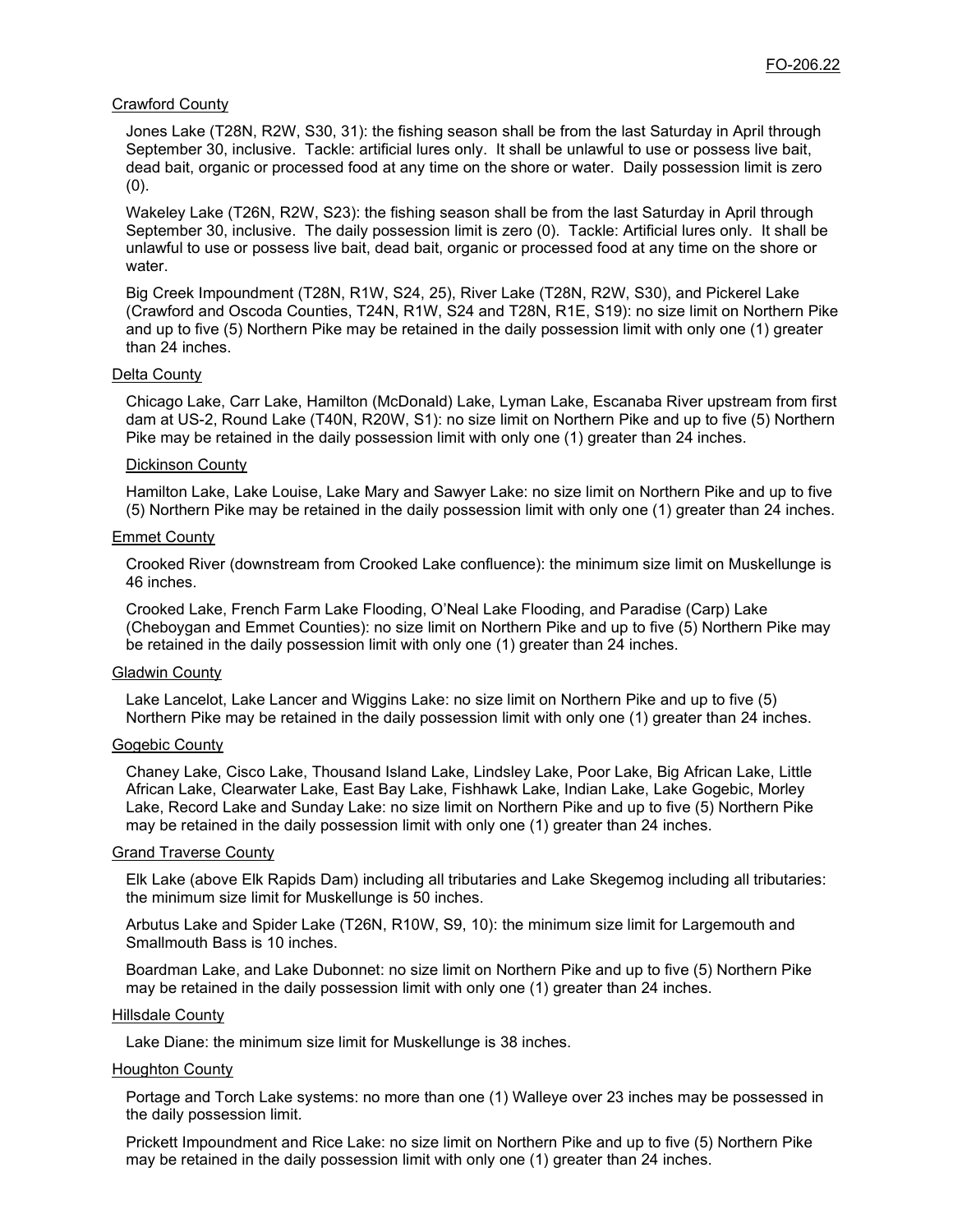Crawford County

Jones Lake (T28N, R2W, S30, 31): the fishing season shall be from the last Saturday in April through September 30, inclusive. Tackle: artificial lures only. It shall be unlawful to use or possess live bait, dead bait, organic or processed food at any time on the shore or water. Daily possession limit is zero (0).

Wakeley Lake (T26N, R2W, S23): the fishing season shall be from the last Saturday in April through September 30, inclusive. The daily possession limit is zero (0). Tackle: Artificial lures only. It shall be unlawful to use or possess live bait, dead bait, organic or processed food at any time on the shore or water.

Big Creek Impoundment (T28N, R1W, S24, 25), River Lake (T28N, R2W, S30), and Pickerel Lake (Crawford and Oscoda Counties, T24N, R1W, S24 and T28N, R1E, S19): no size limit on Northern Pike and up to five (5) Northern Pike may be retained in the daily possession limit with only one (1) greater than 24 inches.

Delta County

Chicago Lake, Carr Lake, Hamilton (McDonald) Lake, Lyman Lake, Escanaba River upstream from first dam at US-2, Round Lake (T40N, R20W, S1): no size limit on Northern Pike and up to five (5) Northern Pike may be retained in the daily possession limit with only one (1) greater than 24 inches.

Dickinson County

Hamilton Lake, Lake Louise, Lake Mary and Sawyer Lake: no size limit on Northern Pike and up to five (5) Northern Pike may be retained in the daily possession limit with only one (1) greater than 24 inches.

Emmet County

Crooked River (downstream from Crooked Lake confluence): the minimum size limit on Muskellunge is 46 inches.

Crooked Lake, French Farm Lake Flooding, O'Neal Lake Flooding, and Paradise (Carp) Lake (Cheboygan and Emmet Counties): no size limit on Northern Pike and up to five (5) Northern Pike may be retained in the daily possession limit with only one (1) greater than 24 inches.

Gladwin County

Lake Lancelot, Lake Lancer and Wiggins Lake: no size limit on Northern Pike and up to five (5) Northern Pike may be retained in the daily possession limit with only one (1) greater than 24 inches.

Gogebic County

Chaney Lake, Cisco Lake, Thousand Island Lake, Lindsley Lake, Poor Lake, Big African Lake, Little African Lake, Clearwater Lake, East Bay Lake, Fishhawk Lake, Indian Lake, Lake Gogebic, Morley Lake, Record Lake and Sunday Lake: no size limit on Northern Pike and up to five (5) Northern Pike may be retained in the daily possession limit with only one (1) greater than 24 inches.

Grand Traverse County

Elk Lake (above Elk Rapids Dam) including all tributaries and Lake Skegemog including all tributaries: the minimum size limit for Muskellunge is 50 inches.

Arbutus Lake and Spider Lake (T26N, R10W, S9, 10): the minimum size limit for Largemouth and Smallmouth Bass is 10 inches.

Boardman Lake, and Lake Dubonnet: no size limit on Northern Pike and up to five (5) Northern Pike may be retained in the daily possession limit with only one (1) greater than 24 inches.

Hillsdale County

Lake Diane: the minimum size limit for Muskellunge is 38 inches.

Houghton County

Portage and Torch Lake systems: no more than one (1) Walleye over 23 inches may be possessed in the daily possession limit.

Prickett Impoundment and Rice Lake: no size limit on Northern Pike and up to five (5) Northern Pike may be retained in the daily possession limit with only one (1) greater than 24 inches.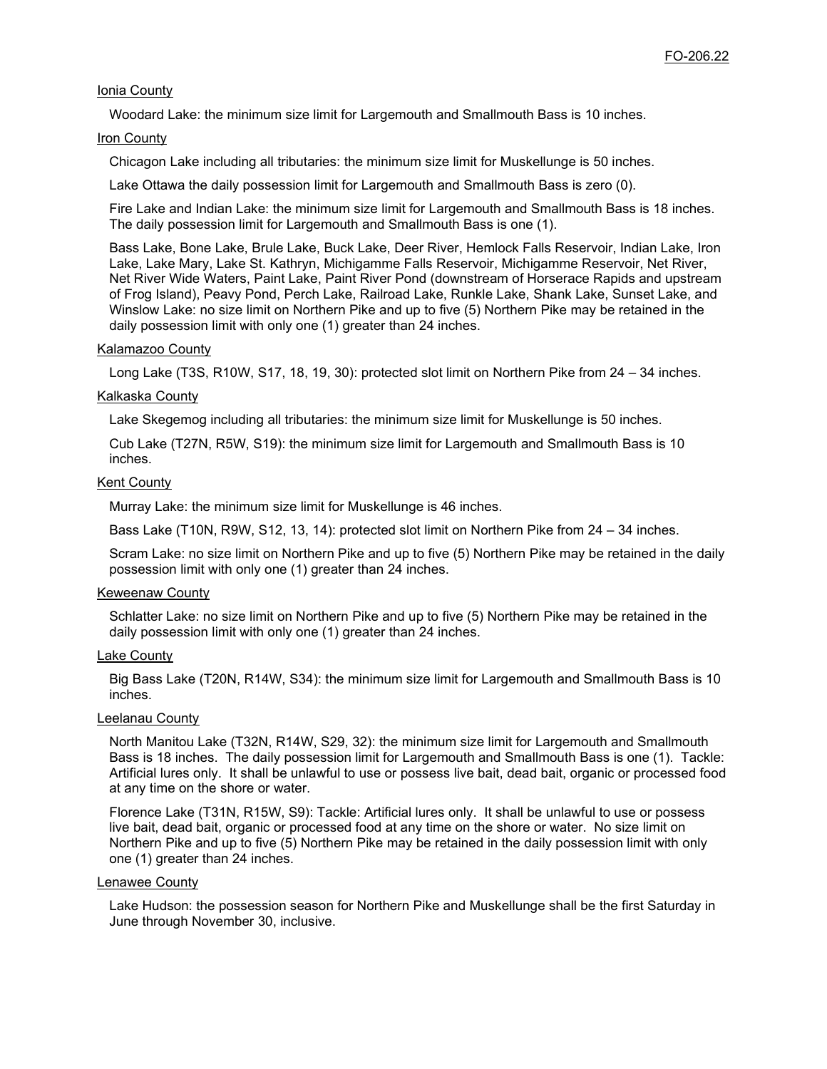Ionia County

Woodard Lake: the minimum size limit for Largemouth and Smallmouth Bass is 10 inches.

Iron County

Chicagon Lake including all tributaries: the minimum size limit for Muskellunge is 50 inches.

Lake Ottawa the daily possession limit for Largemouth and Smallmouth Bass is zero (0).

Fire Lake and Indian Lake: the minimum size limit for Largemouth and Smallmouth Bass is 18 inches. The daily possession limit for Largemouth and Smallmouth Bass is one (1).

Bass Lake, Bone Lake, Brule Lake, Buck Lake, Deer River, Hemlock Falls Reservoir, Indian Lake, Iron Lake, Lake Mary, Lake St. Kathryn, Michigamme Falls Reservoir, Michigamme Reservoir, Net River, Net River Wide Waters, Paint Lake, Paint River Pond (downstream of Horserace Rapids and upstream of Frog Island), Peavy Pond, Perch Lake, Railroad Lake, Runkle Lake, Shank Lake, Sunset Lake, and Winslow Lake: no size limit on Northern Pike and up to five (5) Northern Pike may be retained in the daily possession limit with only one (1) greater than 24 inches.

Kalamazoo County

Long Lake (T3S, R10W, S17, 18, 19, 30): protected slot limit on Northern Pike from 24 – 34 inches.

Kalkaska County

Lake Skegemog including all tributaries: the minimum size limit for Muskellunge is 50 inches.

Cub Lake (T27N, R5W, S19): the minimum size limit for Largemouth and Smallmouth Bass is 10 inches.

Kent County

Murray Lake: the minimum size limit for Muskellunge is 46 inches.

Bass Lake (T10N, R9W, S12, 13, 14): protected slot limit on Northern Pike from 24 – 34 inches.

Scram Lake: no size limit on Northern Pike and up to five (5) Northern Pike may be retained in the daily possession limit with only one (1) greater than 24 inches.

Keweenaw County

Schlatter Lake: no size limit on Northern Pike and up to five (5) Northern Pike may be retained in the daily possession limit with only one (1) greater than 24 inches.

Lake County

Big Bass Lake (T20N, R14W, S34): the minimum size limit for Largemouth and Smallmouth Bass is 10 inches.

Leelanau County

North Manitou Lake (T32N, R14W, S29, 32): the minimum size limit for Largemouth and Smallmouth Bass is 18 inches. The daily possession limit for Largemouth and Smallmouth Bass is one (1). Tackle: Artificial lures only. It shall be unlawful to use or possess live bait, dead bait, organic or processed food at any time on the shore or water.

Florence Lake (T31N, R15W, S9): Tackle: Artificial lures only. It shall be unlawful to use or possess live bait, dead bait, organic or processed food at any time on the shore or water. No size limit on Northern Pike and up to five (5) Northern Pike may be retained in the daily possession limit with only one (1) greater than 24 inches.

Lenawee County

Lake Hudson: the possession season for Northern Pike and Muskellunge shall be the first Saturday in June through November 30, inclusive.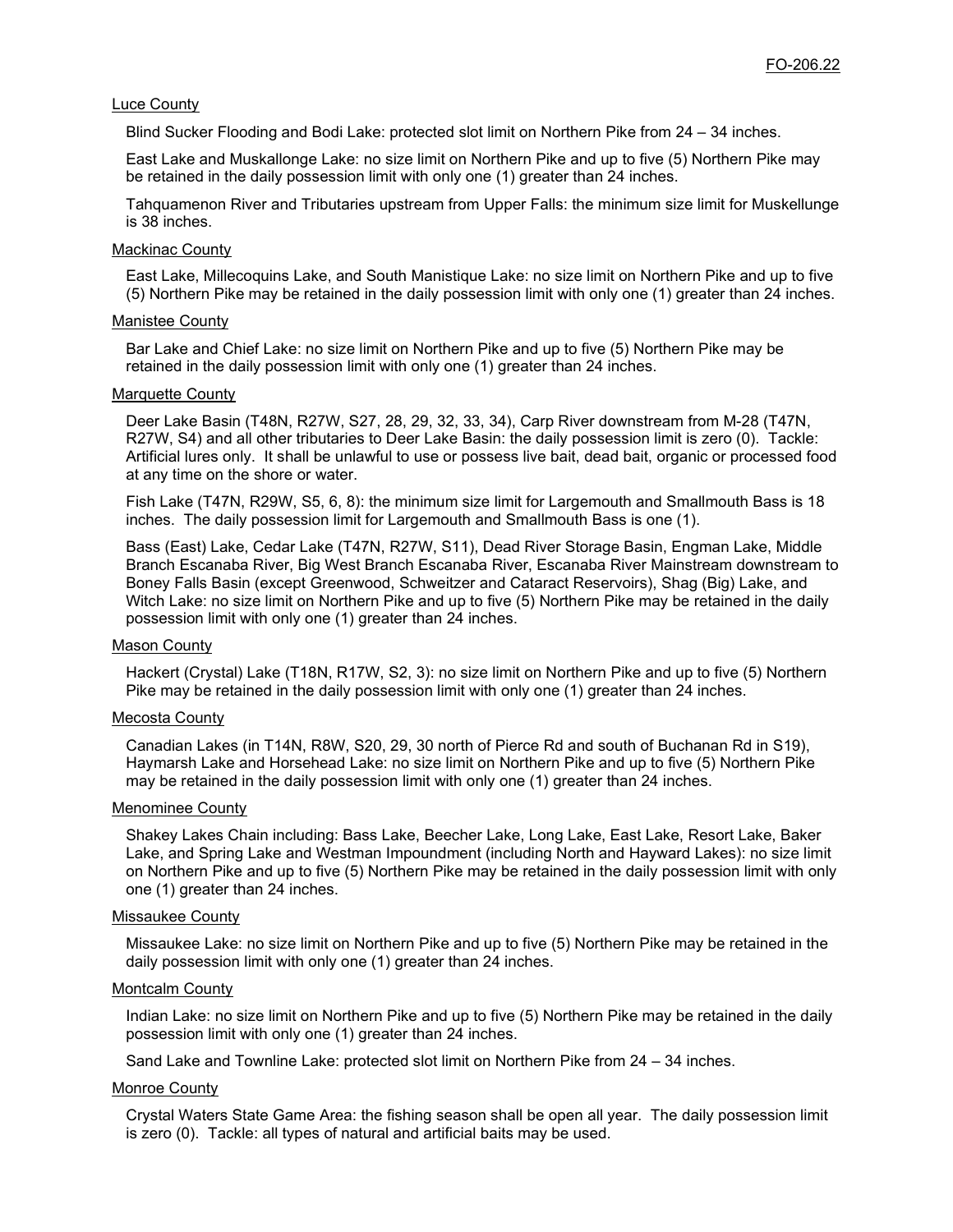Luce County

Blind Sucker Flooding and Bodi Lake: protected slot limit on Northern Pike from 24 – 34 inches.

East Lake and Muskallonge Lake: no size limit on Northern Pike and up to five (5) Northern Pike may be retained in the daily possession limit with only one (1) greater than 24 inches.

Tahquamenon River and Tributaries upstream from Upper Falls: the minimum size limit for Muskellunge is 38 inches.

Mackinac County

East Lake, Millecoquins Lake, and South Manistique Lake: no size limit on Northern Pike and up to five (5) Northern Pike may be retained in the daily possession limit with only one (1) greater than 24 inches.

Manistee County

Bar Lake and Chief Lake: no size limit on Northern Pike and up to five (5) Northern Pike may be retained in the daily possession limit with only one (1) greater than 24 inches.

Marquette County

Deer Lake Basin (T48N, R27W, S27, 28, 29, 32, 33, 34), Carp River downstream from M-28 (T47N, R27W, S4) and all other tributaries to Deer Lake Basin: the daily possession limit is zero (0). Tackle: Artificial lures only. It shall be unlawful to use or possess live bait, dead bait, organic or processed food at any time on the shore or water.

Fish Lake (T47N, R29W, S5, 6, 8): the minimum size limit for Largemouth and Smallmouth Bass is 18 inches. The daily possession limit for Largemouth and Smallmouth Bass is one (1).

Bass (East) Lake, Cedar Lake (T47N, R27W, S11), Dead River Storage Basin, Engman Lake, Middle Branch Escanaba River, Big West Branch Escanaba River, Escanaba River Mainstream downstream to Boney Falls Basin (except Greenwood, Schweitzer and Cataract Reservoirs), Shag (Big) Lake, and Witch Lake: no size limit on Northern Pike and up to five (5) Northern Pike may be retained in the daily possession limit with only one (1) greater than 24 inches.

Mason County

Hackert (Crystal) Lake (T18N, R17W, S2, 3): no size limit on Northern Pike and up to five (5) Northern Pike may be retained in the daily possession limit with only one (1) greater than 24 inches.

Mecosta County

Canadian Lakes (in T14N, R8W, S20, 29, 30 north of Pierce Rd and south of Buchanan Rd in S19), Haymarsh Lake and Horsehead Lake: no size limit on Northern Pike and up to five (5) Northern Pike may be retained in the daily possession limit with only one (1) greater than 24 inches.

Menominee County

Shakey Lakes Chain including: Bass Lake, Beecher Lake, Long Lake, East Lake, Resort Lake, Baker Lake, and Spring Lake and Westman Impoundment (including North and Hayward Lakes): no size limit on Northern Pike and up to five (5) Northern Pike may be retained in the daily possession limit with only one (1) greater than 24 inches.

Missaukee County

Missaukee Lake: no size limit on Northern Pike and up to five (5) Northern Pike may be retained in the daily possession limit with only one (1) greater than 24 inches.

Montcalm County

Indian Lake: no size limit on Northern Pike and up to five (5) Northern Pike may be retained in the daily possession limit with only one (1) greater than 24 inches.

Sand Lake and Townline Lake: protected slot limit on Northern Pike from 24 – 34 inches.

Monroe County

Crystal Waters State Game Area: the fishing season shall be open all year. The daily possession limit is zero (0). Tackle: all types of natural and artificial baits may be used.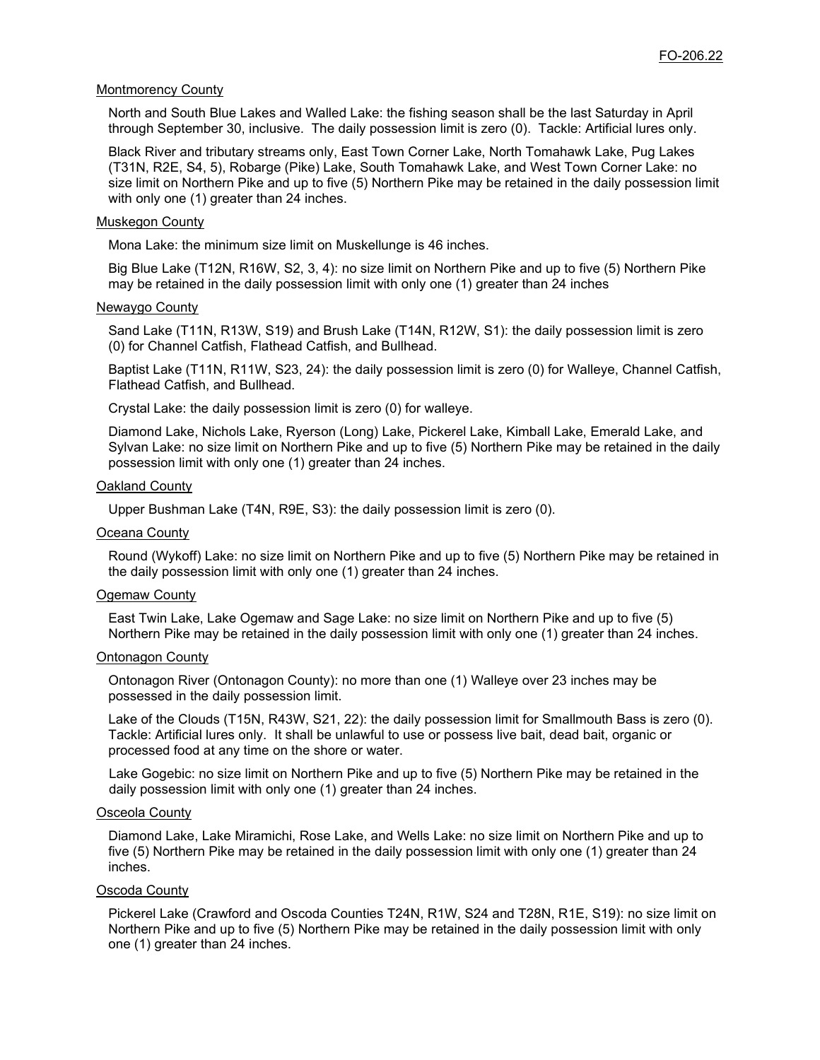Montmorency County

North and South Blue Lakes and Walled Lake: the fishing season shall be the last Saturday in April through September 30, inclusive. The daily possession limit is zero (0). Tackle: Artificial lures only.

Black River and tributary streams only, East Town Corner Lake, North Tomahawk Lake, Pug Lakes (T31N, R2E, S4, 5), Robarge (Pike) Lake, South Tomahawk Lake, and West Town Corner Lake: no size limit on Northern Pike and up to five (5) Northern Pike may be retained in the daily possession limit with only one (1) greater than 24 inches.

Muskegon County

Mona Lake: the minimum size limit on Muskellunge is 46 inches.

Big Blue Lake (T12N, R16W, S2, 3, 4): no size limit on Northern Pike and up to five (5) Northern Pike may be retained in the daily possession limit with only one (1) greater than 24 inches

Newaygo County

Sand Lake (T11N, R13W, S19) and Brush Lake (T14N, R12W, S1): the daily possession limit is zero (0) for Channel Catfish, Flathead Catfish, and Bullhead.

Baptist Lake (T11N, R11W, S23, 24): the daily possession limit is zero (0) for Walleye, Channel Catfish, Flathead Catfish, and Bullhead.

Crystal Lake: the daily possession limit is zero (0) for walleye.

Diamond Lake, Nichols Lake, Ryerson (Long) Lake, Pickerel Lake, Kimball Lake, Emerald Lake, and Sylvan Lake: no size limit on Northern Pike and up to five (5) Northern Pike may be retained in the daily possession limit with only one (1) greater than 24 inches.

Oakland County

Upper Bushman Lake (T4N, R9E, S3): the daily possession limit is zero (0).

Oceana County

Round (Wykoff) Lake: no size limit on Northern Pike and up to five (5) Northern Pike may be retained in the daily possession limit with only one (1) greater than 24 inches.

Ogemaw County

East Twin Lake, Lake Ogemaw and Sage Lake: no size limit on Northern Pike and up to five (5) Northern Pike may be retained in the daily possession limit with only one (1) greater than 24 inches.

Ontonagon County

Ontonagon River (Ontonagon County): no more than one (1) Walleye over 23 inches may be possessed in the daily possession limit.

Lake of the Clouds (T15N, R43W, S21, 22): the daily possession limit for Smallmouth Bass is zero (0). Tackle: Artificial lures only. It shall be unlawful to use or possess live bait, dead bait, organic or processed food at any time on the shore or water.

Lake Gogebic: no size limit on Northern Pike and up to five (5) Northern Pike may be retained in the daily possession limit with only one (1) greater than 24 inches.

Osceola County

Diamond Lake, Lake Miramichi, Rose Lake, and Wells Lake: no size limit on Northern Pike and up to five (5) Northern Pike may be retained in the daily possession limit with only one (1) greater than 24 inches.

Oscoda County

Pickerel Lake (Crawford and Oscoda Counties T24N, R1W, S24 and T28N, R1E, S19): no size limit on Northern Pike and up to five (5) Northern Pike may be retained in the daily possession limit with only one (1) greater than 24 inches.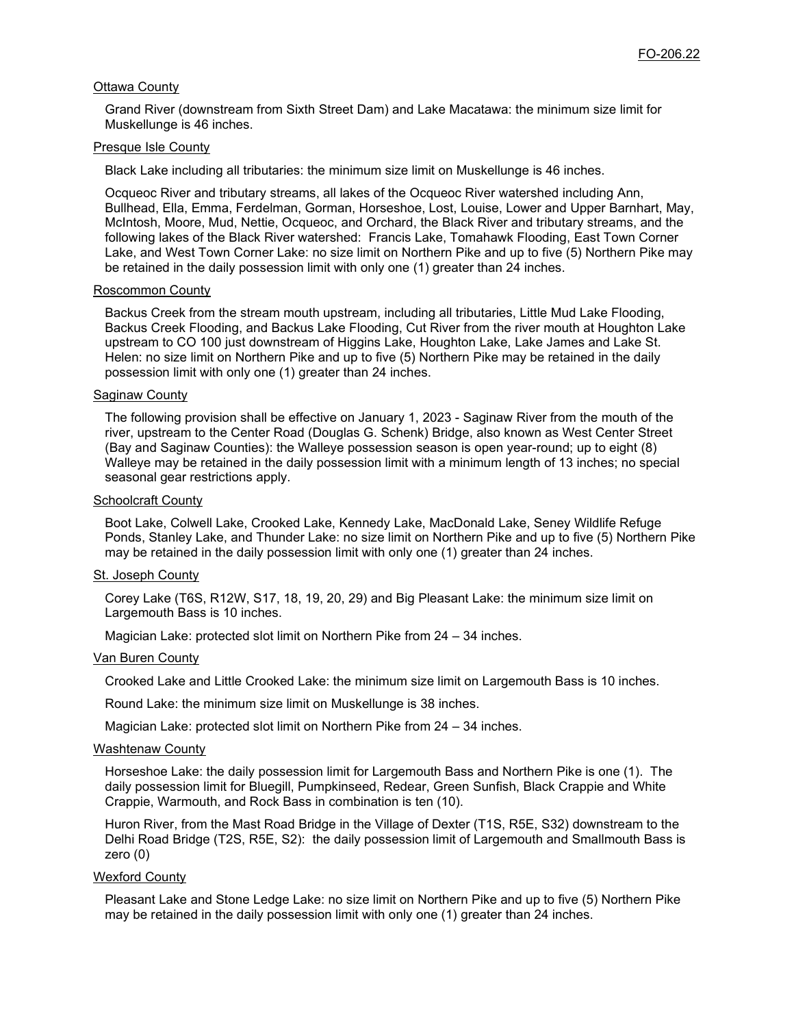Ottawa County

Grand River (downstream from Sixth Street Dam) and Lake Macatawa: the minimum size limit for Muskellunge is 46 inches.

Presque Isle County

Black Lake including all tributaries: the minimum size limit on Muskellunge is 46 inches.

Ocqueoc River and tributary streams, all lakes of the Ocqueoc River watershed including Ann, Bullhead, Ella, Emma, Ferdelman, Gorman, Horseshoe, Lost, Louise, Lower and Upper Barnhart, May, McIntosh, Moore, Mud, Nettie, Ocqueoc, and Orchard, the Black River and tributary streams, and the following lakes of the Black River watershed: Francis Lake, Tomahawk Flooding, East Town Corner Lake, and West Town Corner Lake: no size limit on Northern Pike and up to five (5) Northern Pike may be retained in the daily possession limit with only one (1) greater than 24 inches.

Roscommon County

Backus Creek from the stream mouth upstream, including all tributaries, Little Mud Lake Flooding, Backus Creek Flooding, and Backus Lake Flooding, Cut River from the river mouth at Houghton Lake upstream to CO 100 just downstream of Higgins Lake, Houghton Lake, Lake James and Lake St. Helen: no size limit on Northern Pike and up to five (5) Northern Pike may be retained in the daily possession limit with only one (1) greater than 24 inches.

Saginaw County

The following provision shall be effective on January 1, 2023 - Saginaw River from the mouth of the river, upstream to the Center Road (Douglas G. Schenk) Bridge, also known as West Center Street (Bay and Saginaw Counties): the Walleye possession season is open year-round; up to eight (8) Walleye may be retained in the daily possession limit with a minimum length of 13 inches; no special seasonal gear restrictions apply.

Schoolcraft County

Boot Lake, Colwell Lake, Crooked Lake, Kennedy Lake, MacDonald Lake, Seney Wildlife Refuge Ponds, Stanley Lake, and Thunder Lake: no size limit on Northern Pike and up to five (5) Northern Pike may be retained in the daily possession limit with only one (1) greater than 24 inches.

St. Joseph County

Corey Lake (T6S, R12W, S17, 18, 19, 20, 29) and Big Pleasant Lake: the minimum size limit on Largemouth Bass is 10 inches.

Magician Lake: protected slot limit on Northern Pike from 24 – 34 inches.

Van Buren County

Crooked Lake and Little Crooked Lake: the minimum size limit on Largemouth Bass is 10 inches.

Round Lake: the minimum size limit on Muskellunge is 38 inches.

Magician Lake: protected slot limit on Northern Pike from 24 – 34 inches.

Washtenaw County

Horseshoe Lake: the daily possession limit for Largemouth Bass and Northern Pike is one (1). The daily possession limit for Bluegill, Pumpkinseed, Redear, Green Sunfish, Black Crappie and White Crappie, Warmouth, and Rock Bass in combination is ten (10).

Huron River, from the Mast Road Bridge in the Village of Dexter (T1S, R5E, S32) downstream to the Delhi Road Bridge (T2S, R5E, S2): the daily possession limit of Largemouth and Smallmouth Bass is zero (0)

Wexford County

Pleasant Lake and Stone Ledge Lake: no size limit on Northern Pike and up to five (5) Northern Pike may be retained in the daily possession limit with only one (1) greater than 24 inches.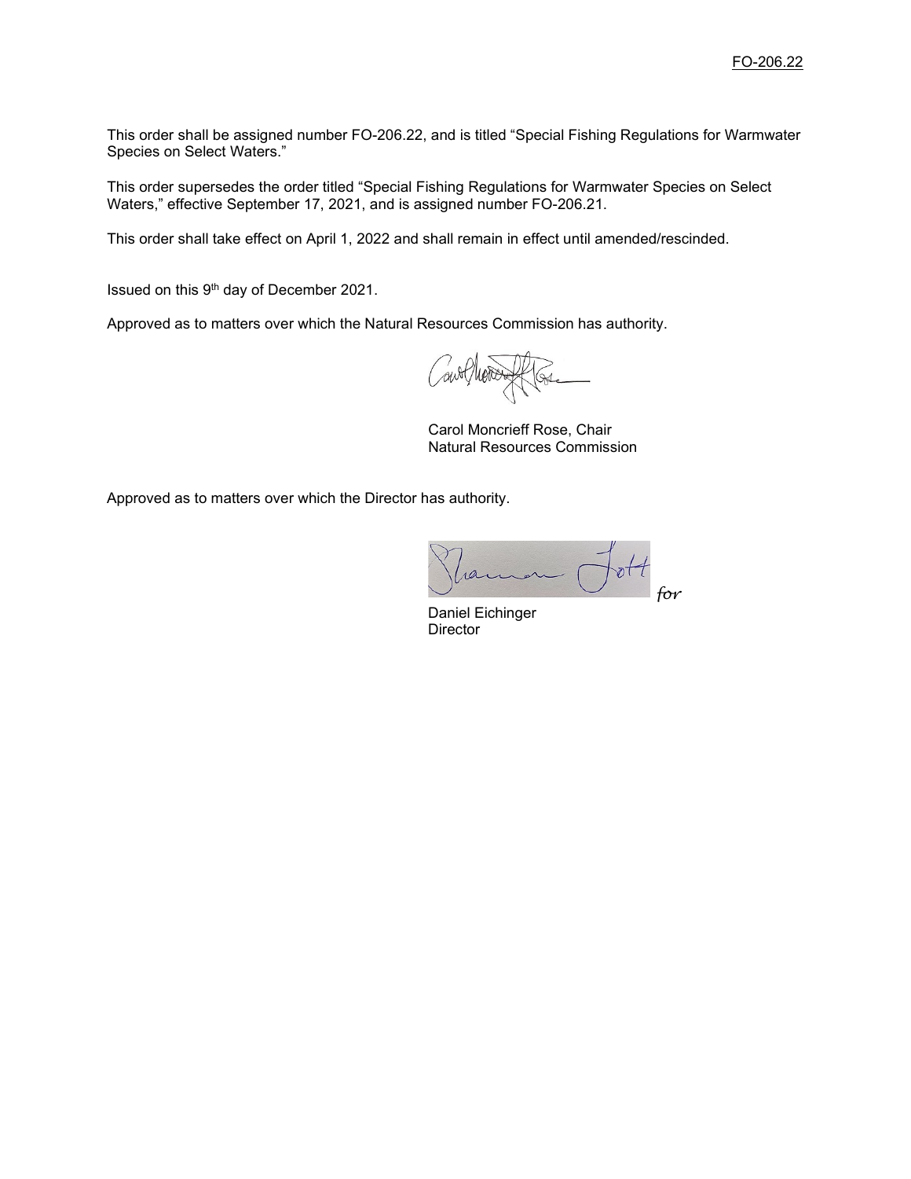This order shall be assigned number FO-206.22, and is titled "Special Fishing Regulations for Warmwater Species on Select Waters."

This order supersedes the order titled "Special Fishing Regulations for Warmwater Species on Select Waters," effective September 17, 2021, and is assigned number FO-206.21.

This order shall take effect on April 1, 2022 and shall remain in effect until amended/rescinded.

Issued on this 9th day of December 2021.

Approved as to matters over which the Natural Resources Commission has authority.

Carol Moncrieff Rose, Chair
Natural Resources Commission

Approved as to matters over which the Director has authority.

*for*

Daniel Eichinger
Director